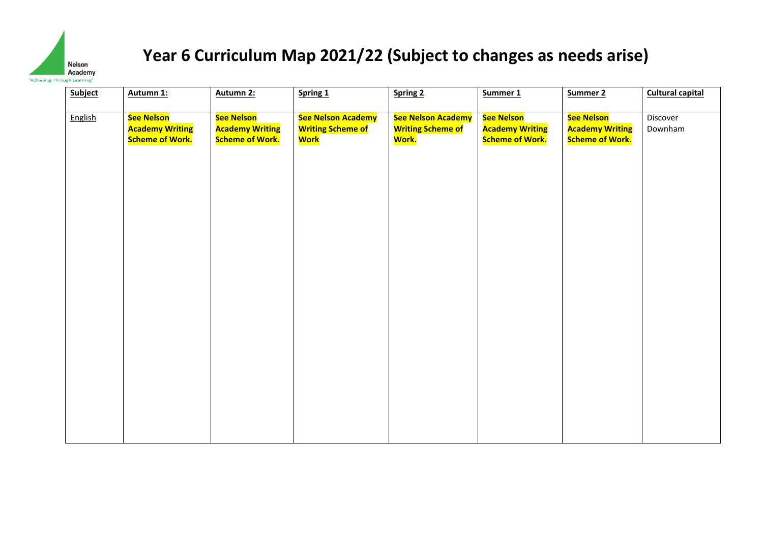Nelson Academy
'Achieving Through Learning'

# Year 6 Curriculum Map 2021/22 (Subject to changes as needs arise)

| Subject | Autumn 1: | Autumn 2: | Spring 1 | Spring 2 | Summer 1 | Summer 2 | Cultural capital |
|---|---|---|---|---|---|---|---|
| English | **See Nelson Academy Writing Scheme of Work.** | **See Nelson Academy Writing Scheme of Work.** | **See Nelson Academy Writing Scheme of Work** | **See Nelson Academy Writing Scheme of Work.** | **See Nelson Academy Writing Scheme of Work.** | **See Nelson Academy Writing Scheme of Work.** | Discover Downham |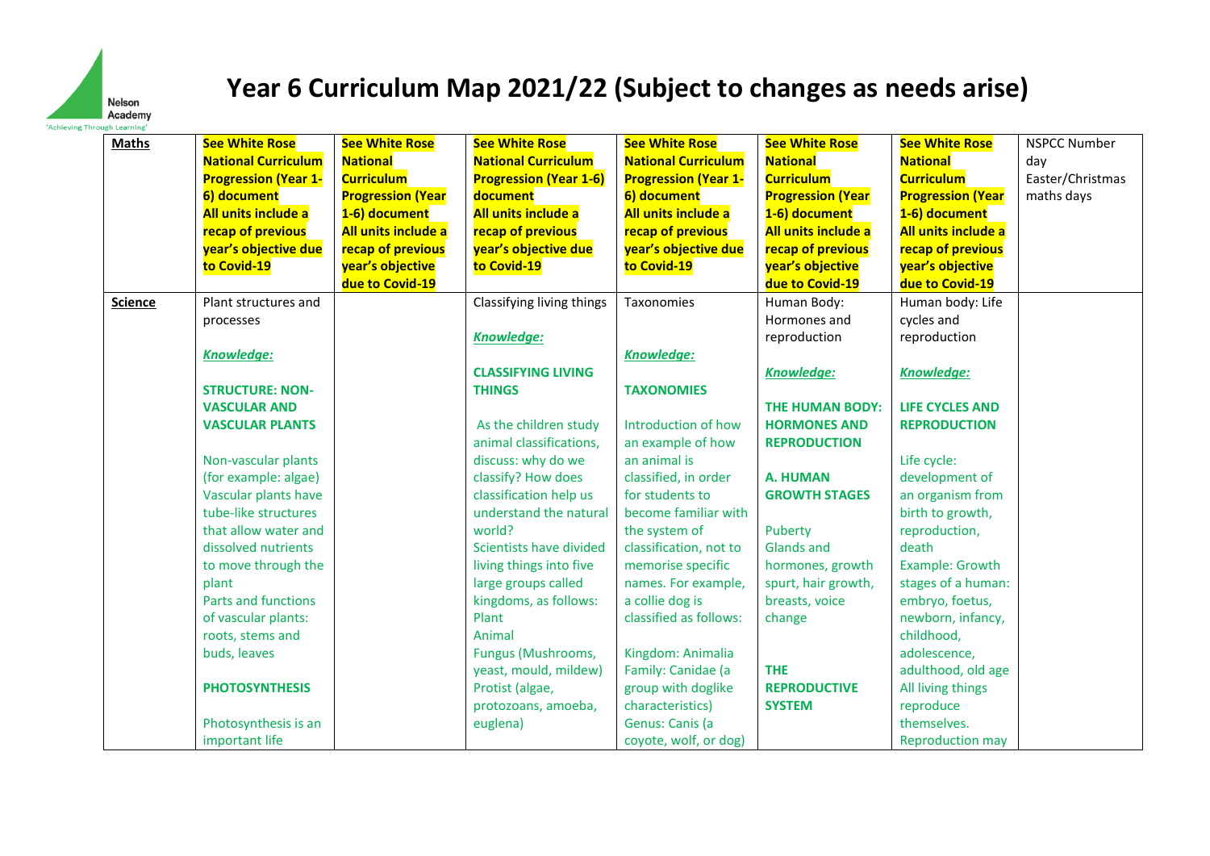# Year 6 Curriculum Map 2021/22 (Subject to changes as needs arise)

| **Maths** | **See White Rose National Curriculum Progression (Year 1-6) document** **All units include a recap of previous year's objective due to Covid-19** | **See White Rose National Curriculum Progression (Year 1-6) document** **All units include a recap of previous year's objective due to Covid-19** | **See White Rose National Curriculum Progression (Year 1-6) document** **All units include a recap of previous year's objective due to Covid-19** | **See White Rose National Curriculum Progression (Year 1-6) document** **All units include a recap of previous year's objective due to Covid-19** | **See White Rose National Curriculum Progression (Year 1-6) document** **All units include a recap of previous year's objective due to Covid-19** | **See White Rose National Curriculum Progression (Year 1-6) document** **All units include a recap of previous year's objective due to Covid-19** | NSPCC Number day Easter/Christmas maths days |
|---|---|---|---|---|---|---|---|
| **Science** | Plant structures and processes<br><br>***Knowledge:***<br><br>**STRUCTURE: NON-VASCULAR AND VASCULAR PLANTS**<br><br>Non-vascular plants (for example: algae)<br>Vascular plants have tube-like structures that allow water and dissolved nutrients to move through the plant<br>Parts and functions of vascular plants: roots, stems and buds, leaves<br><br>**PHOTOSYNTHESIS**<br><br>Photosynthesis is an important life | | Classifying living things<br><br>***Knowledge:***<br><br>**CLASSIFYING LIVING THINGS**<br><br>As the children study animal classifications, discuss: why do we classify? How does classification help us understand the natural world?<br>Scientists have divided living things into five large groups called kingdoms, as follows:<br>Plant<br>Animal<br>Fungus (Mushrooms, yeast, mould, mildew)<br>Protist (algae, protozoans, amoeba, euglena) | Taxonomies<br><br>***Knowledge:***<br><br>**TAXONOMIES**<br><br>Introduction of how an example of how an animal is classified, in order for students to become familiar with the system of classification, not to memorise specific names. For example, a collie dog is classified as follows:<br><br>Kingdom: Animalia<br>Family: Canidae (a group with doglike characteristics)<br>Genus: Canis (a coyote, wolf, or dog) | Human Body: Hormones and reproduction<br><br>***Knowledge:***<br><br>**THE HUMAN BODY: HORMONES AND REPRODUCTION**<br><br>**A. HUMAN GROWTH STAGES**<br><br>Puberty<br>Glands and hormones, growth spurt, hair growth, breasts, voice change<br><br>**THE REPRODUCTIVE SYSTEM** | Human body: Life cycles and reproduction<br><br>***Knowledge:***<br><br>**LIFE CYCLES AND REPRODUCTION**<br><br>Life cycle: development of an organism from birth to growth, reproduction, death<br>Example: Growth stages of a human: embryo, foetus, newborn, infancy, childhood, adolescence, adulthood, old age<br>All living things reproduce themselves.<br>Reproduction may | |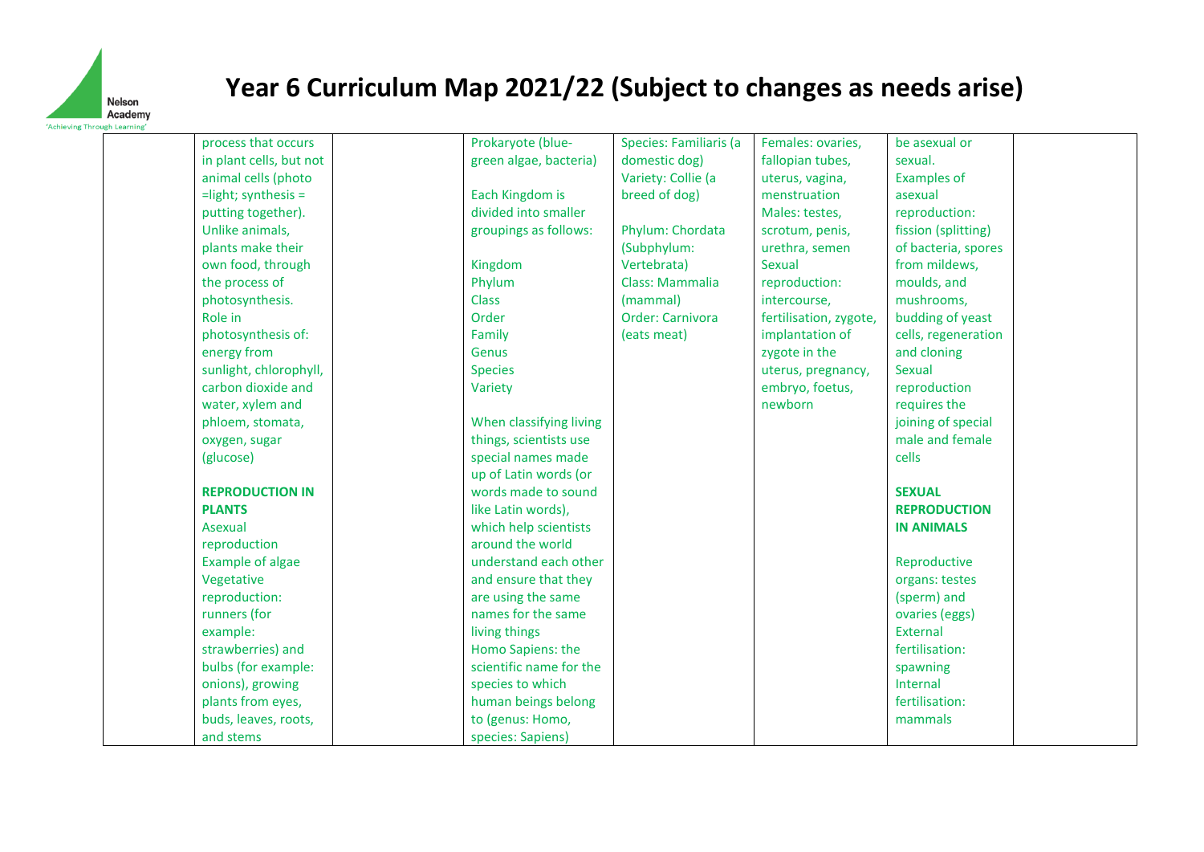# Year 6 Curriculum Map 2021/22 (Subject to changes as needs arise)

| | | | | | | | |
|---|---|---|---|---|---|---|---|
| | process that occurs in plant cells, but not animal cells (photo =light; synthesis = putting together). Unlike animals, plants make their own food, through the process of photosynthesis. Role in photosynthesis of: energy from sunlight, chlorophyll, carbon dioxide and water, xylem and phloem, stomata, oxygen, sugar (glucose)<br><br>**REPRODUCTION IN PLANTS**<br>Asexual reproduction<br>Example of algae<br>Vegetative reproduction: runners (for example: strawberries) and bulbs (for example: onions), growing plants from eyes, buds, leaves, roots, and stems | | Prokaryote (blue-green algae, bacteria)<br><br>Each Kingdom is divided into smaller groupings as follows:<br><br>Kingdom<br>Phylum<br>Class<br>Order<br>Family<br>Genus<br>Species<br>Variety<br><br>When classifying living things, scientists use special names made up of Latin words (or words made to sound like Latin words), which help scientists around the world understand each other and ensure that they are using the same names for the same living things<br>Homo Sapiens: the scientific name for the species to which human beings belong to (genus: Homo, species: Sapiens) | Species: Familiaris (a domestic dog)<br>Variety: Collie (a breed of dog)<br><br>Phylum: Chordata (Subphylum: Vertebrata)<br>Class: Mammalia (mammal)<br>Order: Carnivora (eats meat) | Females: ovaries, fallopian tubes, uterus, vagina, menstruation<br>Males: testes, scrotum, penis, urethra, semen<br>Sexual reproduction: intercourse, fertilisation, zygote, implantation of zygote in the uterus, pregnancy, embryo, foetus, newborn | be asexual or sexual.<br>Examples of asexual reproduction: fission (splitting) of bacteria, spores from mildews, moulds, and mushrooms, budding of yeast cells, regeneration and cloning<br>Sexual reproduction requires the joining of special male and female cells<br><br>**SEXUAL REPRODUCTION IN ANIMALS**<br><br>Reproductive organs: testes (sperm) and ovaries (eggs)<br>External fertilisation: spawning<br>Internal fertilisation: mammals | |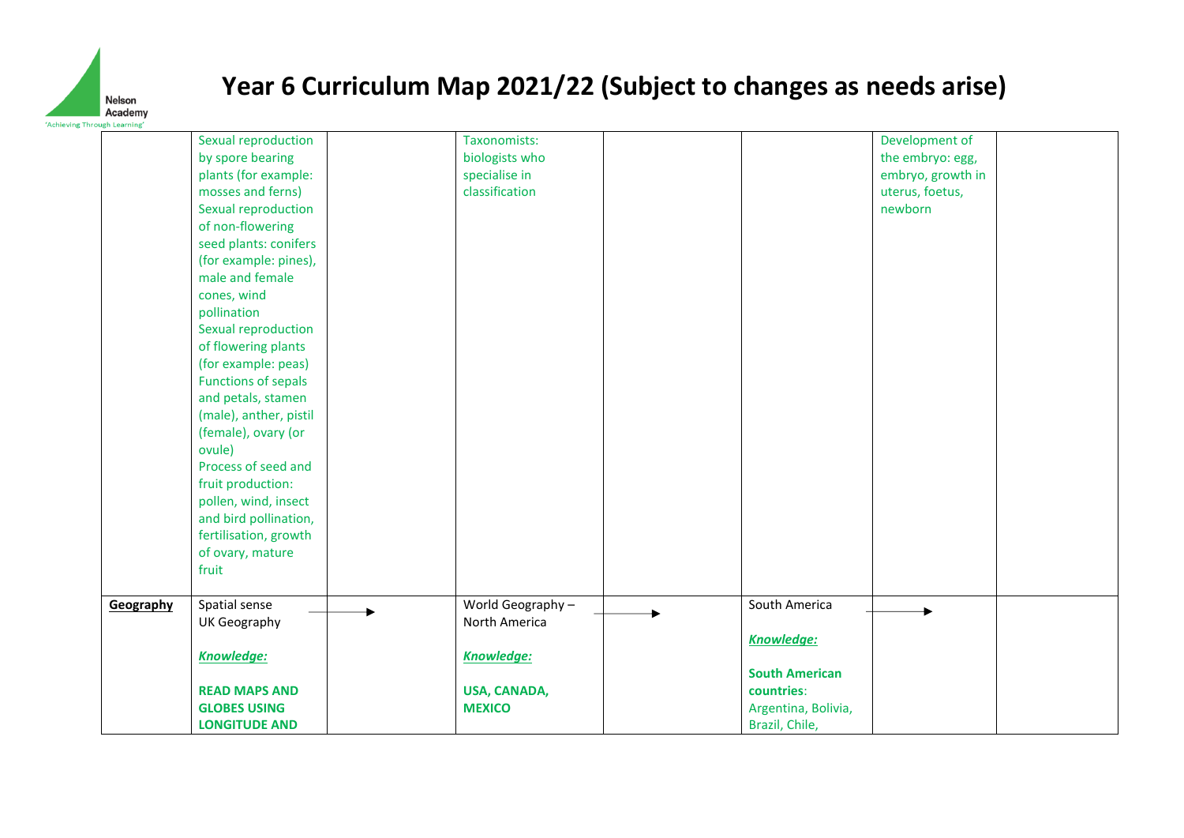# Year 6 Curriculum Map 2021/22 (Subject to changes as needs arise)

| | | | | | | | |
|---|---|---|---|---|---|---|---|
| | Sexual reproduction by spore bearing plants (for example: mosses and ferns)<br>Sexual reproduction of non-flowering seed plants: conifers (for example: pines), male and female cones, wind pollination<br>Sexual reproduction of flowering plants (for example: peas)<br>Functions of sepals and petals, stamen (male), anther, pistil (female), ovary (or ovule)<br>Process of seed and fruit production: pollen, wind, insect and bird pollination, fertilisation, growth of ovary, mature fruit | | Taxonomists: biologists who specialise in classification | | | Development of the embryo: egg, embryo, growth in uterus, foetus, newborn | |
| **Geography** | Spatial sense<br>UK Geography<br><br>***Knowledge:***<br><br>**READ MAPS AND GLOBES USING LONGITUDE AND** | → | World Geography – North America<br><br>***Knowledge:***<br><br>**USA, CANADA, MEXICO** | → | South America<br><br>***Knowledge:***<br><br>**South American countries**: Argentina, Bolivia, Brazil, Chile, | → | |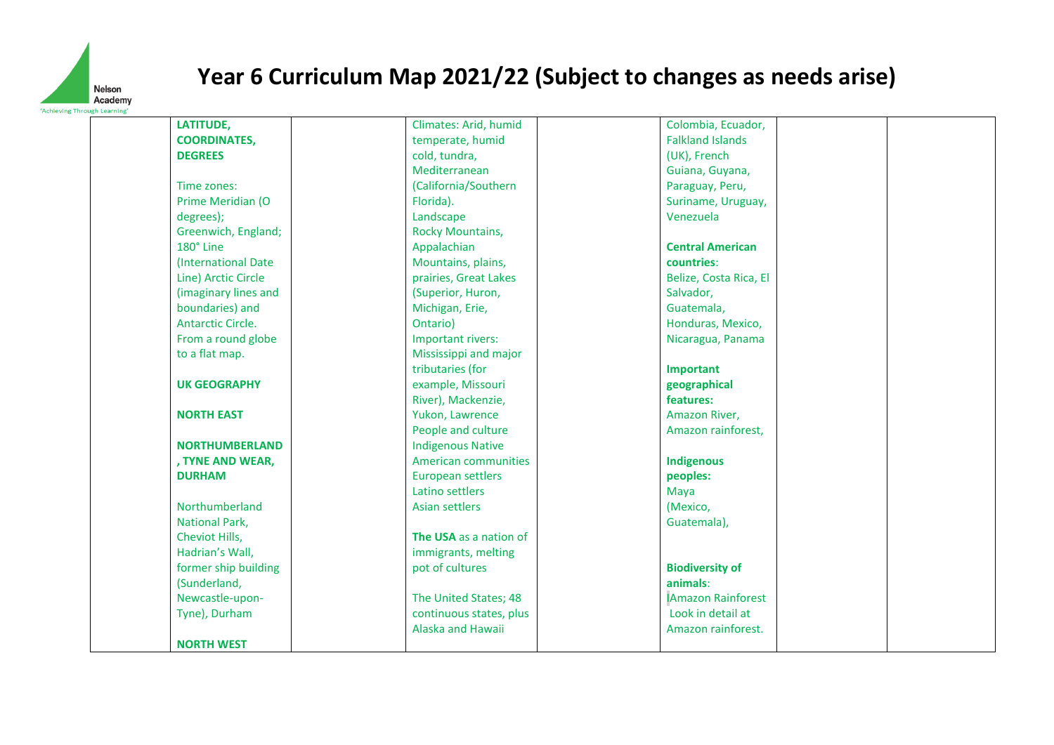# Year 6 Curriculum Map 2021/22 (Subject to changes as needs arise)

| | | | | | | | |
|---|---|---|---|---|---|---|---|
| | **LATITUDE, COORDINATES, DEGREES**<br><br>Time zones: Prime Meridian (O degrees); Greenwich, England; 180° Line (International Date Line) Arctic Circle (imaginary lines and boundaries) and Antarctic Circle. From a round globe to a flat map.<br><br>**UK GEOGRAPHY**<br><br>**NORTH EAST**<br><br>**NORTHUMBERLAND, TYNE AND WEAR, DURHAM**<br><br>Northumberland National Park, Cheviot Hills, Hadrian's Wall, former ship building (Sunderland, Newcastle-upon-Tyne), Durham<br><br>**NORTH WEST** | | Climates: Arid, humid temperate, humid cold, tundra, Mediterranean (California/Southern Florida).<br>Landscape<br>Rocky Mountains, Appalachian Mountains, plains, prairies, Great Lakes (Superior, Huron, Michigan, Erie, Ontario)<br>Important rivers: Mississippi and major tributaries (for example, Missouri River), Mackenzie, Yukon, Lawrence<br>People and culture<br>Indigenous Native American communities<br>European settlers<br>Latino settlers<br>Asian settlers<br><br>**The USA** as a nation of immigrants, melting pot of cultures<br><br>The United States; 48 continuous states, plus Alaska and Hawaii | | Colombia, Ecuador, Falkland Islands (UK), French Guiana, Guyana, Paraguay, Peru, Suriname, Uruguay, Venezuela<br><br>**Central American countries**:<br>Belize, Costa Rica, El Salvador, Guatemala, Honduras, Mexico, Nicaragua, Panama<br><br>**Important geographical features:**<br>Amazon River, Amazon rainforest,<br><br>**Indigenous peoples:**<br>Maya (Mexico, Guatemala),<br><br>**Biodiversity of animals**:<br>Amazon Rainforest<br>Look in detail at Amazon rainforest. | | |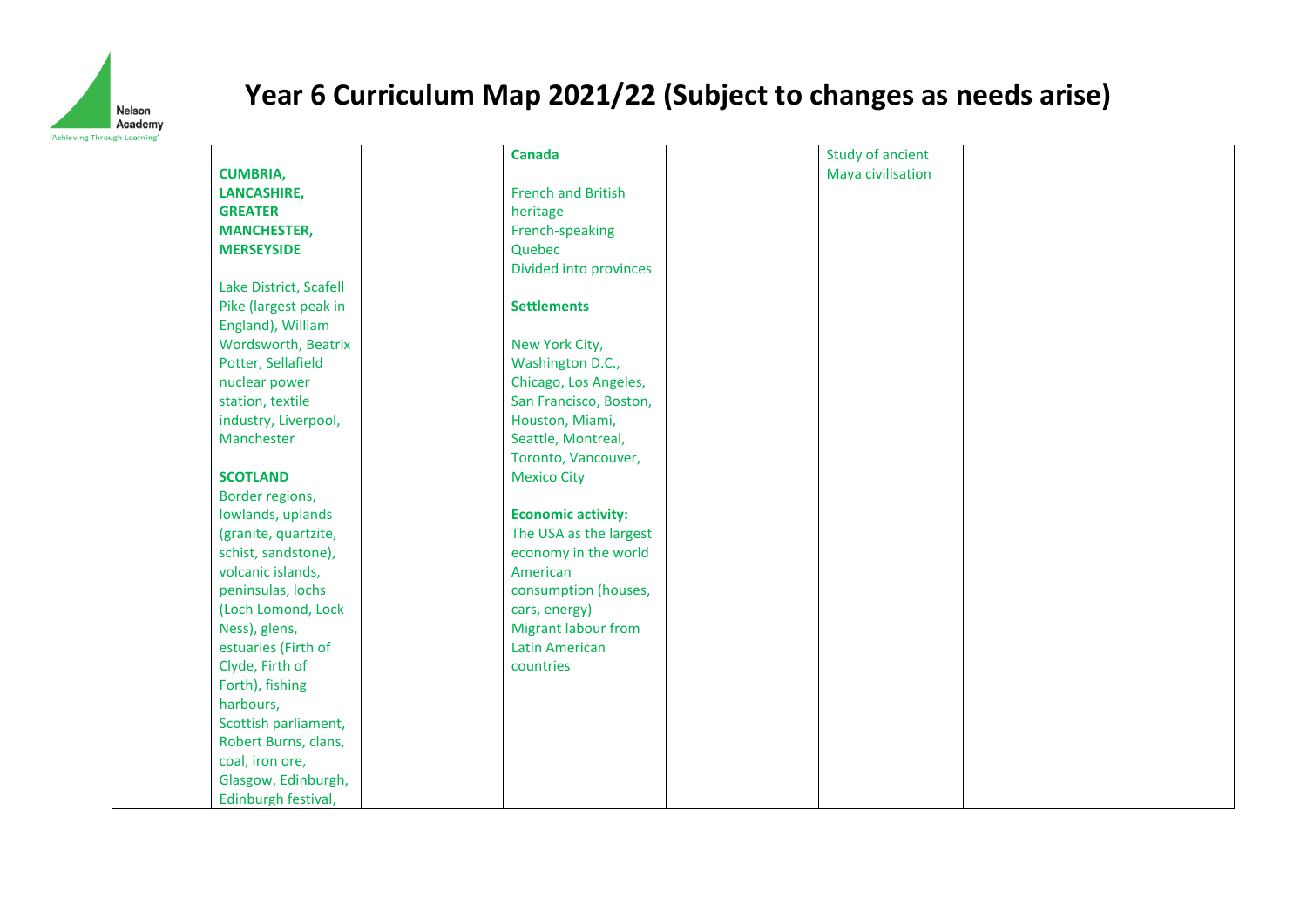# Year 6 Curriculum Map 2021/22 (Subject to changes as needs arise)

| | | | | | | | |
|---|---|---|---|---|---|---|---|
| | **CUMBRIA, LANCASHIRE, GREATER MANCHESTER, MERSEYSIDE**<br><br>Lake District, Scafell Pike (largest peak in England), William Wordsworth, Beatrix Potter, Sellafield nuclear power station, textile industry, Liverpool, Manchester<br><br>**SCOTLAND**<br>Border regions, lowlands, uplands (granite, quartzite, schist, sandstone), volcanic islands, peninsulas, lochs (Loch Lomond, Lock Ness), glens, estuaries (Firth of Clyde, Firth of Forth), fishing harbours, Scottish parliament, Robert Burns, clans, coal, iron ore, Glasgow, Edinburgh, Edinburgh festival, | | **Canada**<br><br>French and British heritage<br>French-speaking Quebec<br>Divided into provinces<br><br>**Settlements**<br><br>New York City, Washington D.C., Chicago, Los Angeles, San Francisco, Boston, Houston, Miami, Seattle, Montreal, Toronto, Vancouver, Mexico City<br><br>**Economic activity:**<br>The USA as the largest economy in the world<br>American consumption (houses, cars, energy)<br>Migrant labour from Latin American countries | | Study of ancient Maya civilisation | | |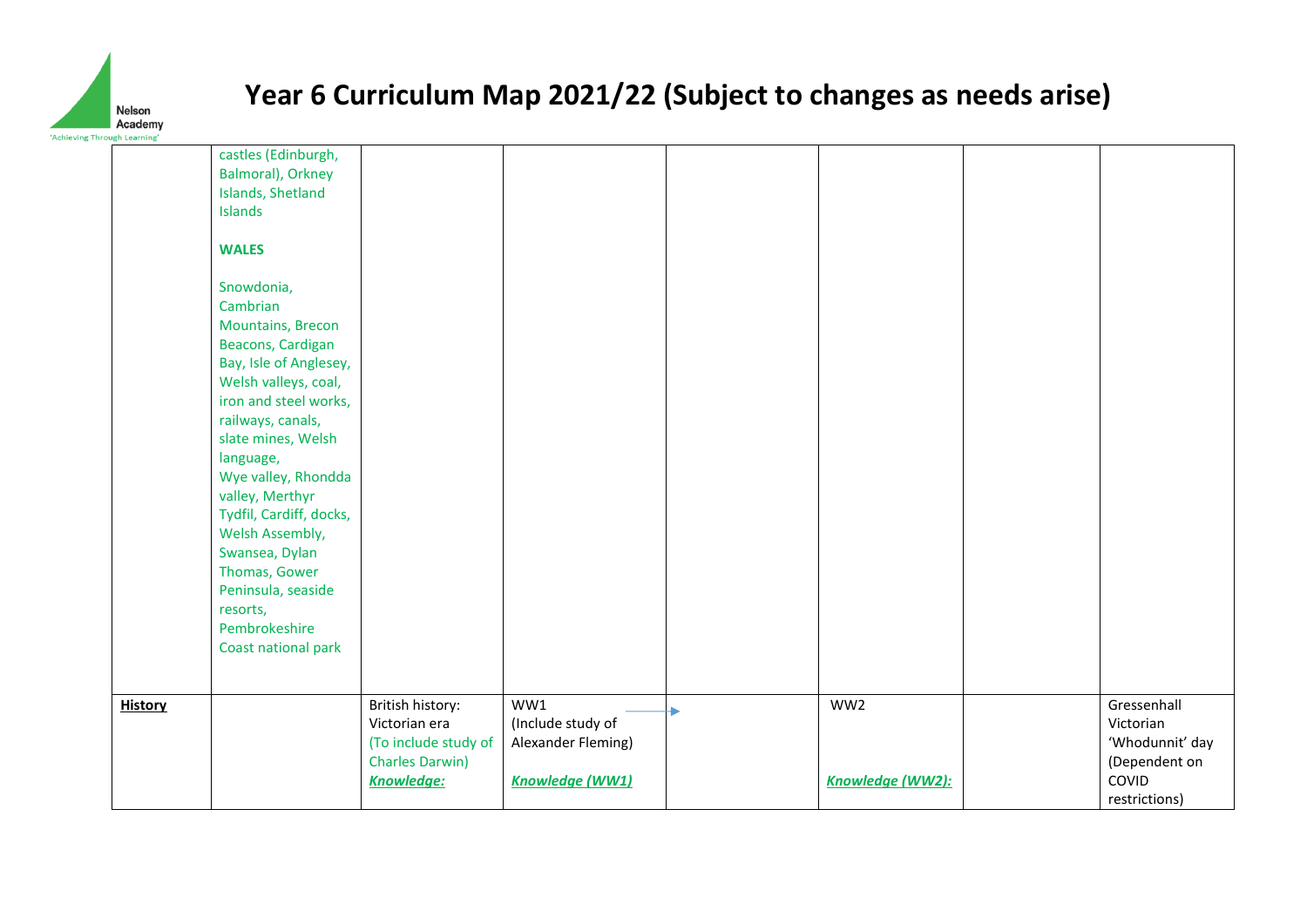# Year 6 Curriculum Map 2021/22 (Subject to changes as needs arise)

| | | | | | | | |
|---|---|---|---|---|---|---|---|
| | castles (Edinburgh, Balmoral), Orkney Islands, Shetland Islands<br><br>**WALES**<br><br>Snowdonia, Cambrian Mountains, Brecon Beacons, Cardigan Bay, Isle of Anglesey, Welsh valleys, coal, iron and steel works, railways, canals, slate mines, Welsh language, Wye valley, Rhondda valley, Merthyr Tydfil, Cardiff, docks, Welsh Assembly, Swansea, Dylan Thomas, Gower Peninsula, seaside resorts, Pembrokeshire Coast national park | | | | | | |
| **History** | | British history: Victorian era (To include study of Charles Darwin)<br>***Knowledge:*** | WW1 (Include study of Alexander Fleming)<br><br>***Knowledge (WW1)*** | → | WW2<br><br>***Knowledge (WW2):*** | | Gressenhall Victorian 'Whodunnit' day (Dependent on COVID restrictions) |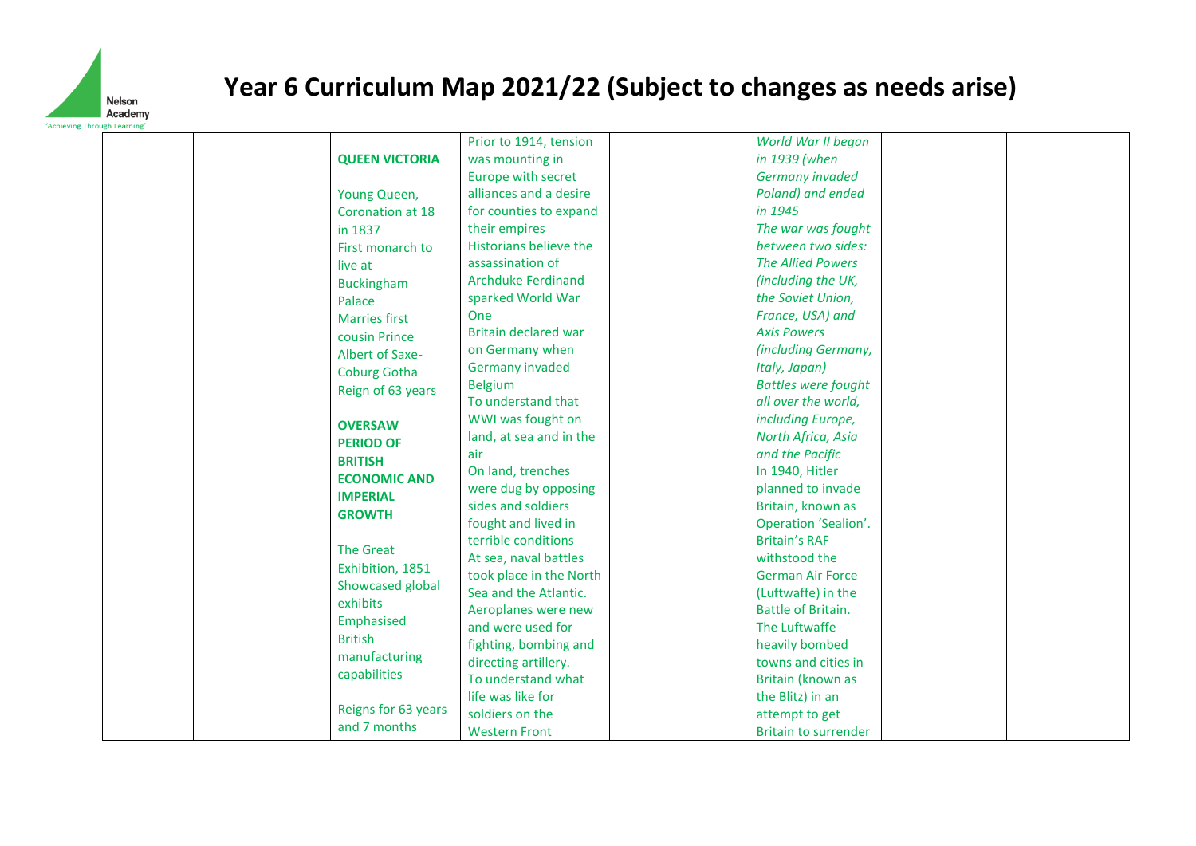# Year 6 Curriculum Map 2021/22 (Subject to changes as needs arise)

| | | | | | | | |
|---|---|---|---|---|---|---|---|
| | | **QUEEN VICTORIA**<br><br>Young Queen, Coronation at 18 in 1837<br>First monarch to live at Buckingham Palace<br>Marries first cousin Prince Albert of Saxe-Coburg Gotha<br>Reign of 63 years<br><br>**OVERSAW PERIOD OF BRITISH ECONOMIC AND IMPERIAL GROWTH**<br><br>The Great Exhibition, 1851<br>Showcased global exhibits<br>Emphasised British manufacturing capabilities<br><br>Reigns for 63 years and 7 months | Prior to 1914, tension was mounting in Europe with secret alliances and a desire for counties to expand their empires<br>Historians believe the assassination of Archduke Ferdinand sparked World War One<br>Britain declared war on Germany when Germany invaded Belgium<br>To understand that WWI was fought on land, at sea and in the air<br>On land, trenches were dug by opposing sides and soldiers fought and lived in terrible conditions<br>At sea, naval battles took place in the North Sea and the Atlantic.<br>Aeroplanes were new and were used for fighting, bombing and directing artillery.<br>To understand what life was like for soldiers on the Western Front | | *World War II began in 1939 (when Germany invaded Poland) and ended in 1945*<br>*The war was fought between two sides: The Allied Powers (including the UK, the Soviet Union, France, USA) and Axis Powers (including Germany, Italy, Japan)*<br>*Battles were fought all over the world, including Europe, North Africa, Asia and the Pacific*<br>In 1940, Hitler planned to invade Britain, known as Operation 'Sealion'.<br>Britain's RAF withstood the German Air Force (Luftwaffe) in the Battle of Britain.<br>The Luftwaffe heavily bombed towns and cities in Britain (known as the Blitz) in an attempt to get Britain to surrender | | |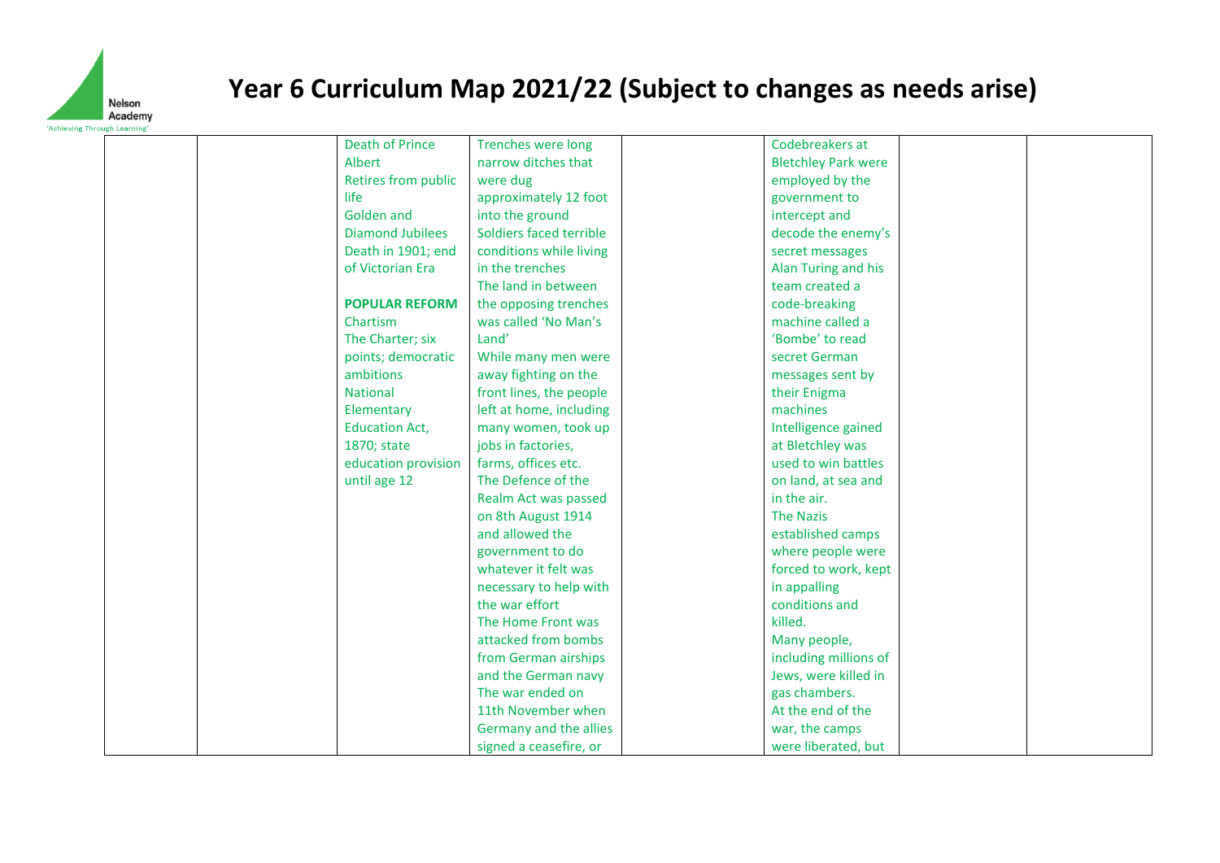# Year 6 Curriculum Map 2021/22 (Subject to changes as needs arise)

| | | | | | | | |
|---|---|---|---|---|---|---|---|
| | | Death of Prince Albert<br>Retires from public life<br>Golden and Diamond Jubilees<br>Death in 1901; end of Victorian Era<br><br>**POPULAR REFORM**<br>Chartism<br>The Charter; six points; democratic ambitions<br>National Elementary Education Act, 1870; state education provision until age 12 | Trenches were long narrow ditches that were dug approximately 12 foot into the ground<br>Soldiers faced terrible conditions while living in the trenches<br>The land in between the opposing trenches was called 'No Man's Land'<br>While many men were away fighting on the front lines, the people left at home, including many women, took up jobs in factories, farms, offices etc.<br>The Defence of the Realm Act was passed on 8th August 1914 and allowed the government to do whatever it felt was necessary to help with the war effort<br>The Home Front was attacked from bombs from German airships and the German navy<br>The war ended on 11th November when Germany and the allies signed a ceasefire, or | | Codebreakers at Bletchley Park were employed by the government to intercept and decode the enemy's secret messages<br>Alan Turing and his team created a code-breaking machine called a 'Bombe' to read secret German messages sent by their Enigma machines<br>Intelligence gained at Bletchley was used to win battles on land, at sea and in the air.<br>The Nazis established camps where people were forced to work, kept in appalling conditions and killed.<br>Many people, including millions of Jews, were killed in gas chambers.<br>At the end of the war, the camps were liberated, but | | |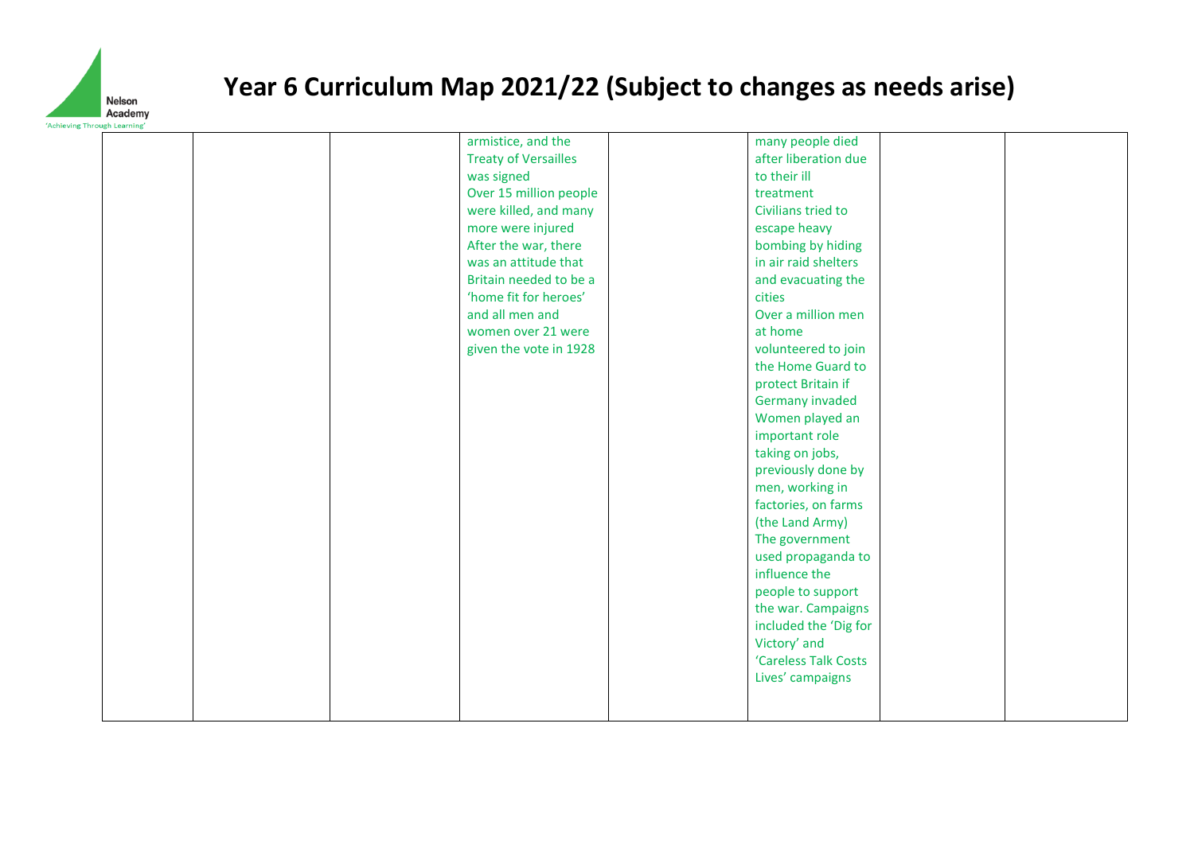# Year 6 Curriculum Map 2021/22 (Subject to changes as needs arise)

| | | | | | | | |
|---|---|---|---|---|---|---|---|
| | | | armistice, and the Treaty of Versailles was signed<br>Over 15 million people were killed, and many more were injured<br>After the war, there was an attitude that Britain needed to be a 'home fit for heroes' and all men and women over 21 were given the vote in 1928 | | many people died after liberation due to their ill treatment<br>Civilians tried to escape heavy bombing by hiding in air raid shelters and evacuating the cities<br>Over a million men at home volunteered to join the Home Guard to protect Britain if Germany invaded<br>Women played an important role taking on jobs, previously done by men, working in factories, on farms (the Land Army)<br>The government used propaganda to influence the people to support the war. Campaigns included the 'Dig for Victory' and 'Careless Talk Costs Lives' campaigns | | |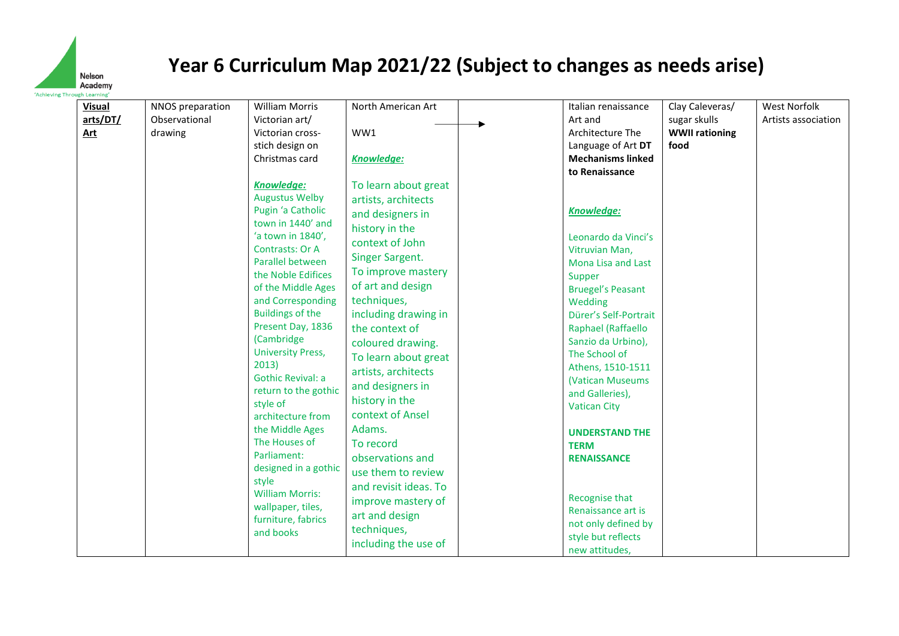# Year 6 Curriculum Map 2021/22 (Subject to changes as needs arise)

| **Visual arts/DT/ Art** | NNOS preparation Observational drawing | William Morris Victorian art/ Victorian cross-stich design on Christmas card<br><br>***Knowledge:***<br>Augustus Welby Pugin 'a Catholic town in 1440' and 'a town in 1840', Contrasts: Or A Parallel between the Noble Edifices of the Middle Ages and Corresponding Buildings of the Present Day, 1836 (Cambridge University Press, 2013)<br>Gothic Revival: a return to the gothic style of architecture from the Middle Ages<br>The Houses of Parliament: designed in a gothic style<br>William Morris: wallpaper, tiles, furniture, fabrics and books | North American Art<br><br>WW1<br><br>***Knowledge:***<br><br>To learn about great artists, architects and designers in history in the context of John Singer Sargent.<br>To improve mastery of art and design techniques, including drawing in the context of coloured drawing.<br>To learn about great artists, architects and designers in history in the context of Ansel Adams.<br>To record observations and use them to review and revisit ideas. To improve mastery of art and design techniques, including the use of | → | Italian renaissance Art and Architecture The Language of Art **DT Mechanisms linked to Renaissance**<br><br>***Knowledge:***<br><br>Leonardo da Vinci's Vitruvian Man, Mona Lisa and Last Supper<br>Bruegel's Peasant Wedding<br>Dürer's Self-Portrait<br>Raphael (Raffaello Sanzio da Urbino), The School of Athens, 1510-1511 (Vatican Museums and Galleries), Vatican City<br><br>**UNDERSTAND THE TERM RENAISSANCE**<br><br>Recognise that Renaissance art is not only defined by style but reflects new attitudes, | Clay Caleveras/ sugar skulls<br>**WWII rationing food** | West Norfolk Artists association |
|---|---|---|---|---|---|---|---|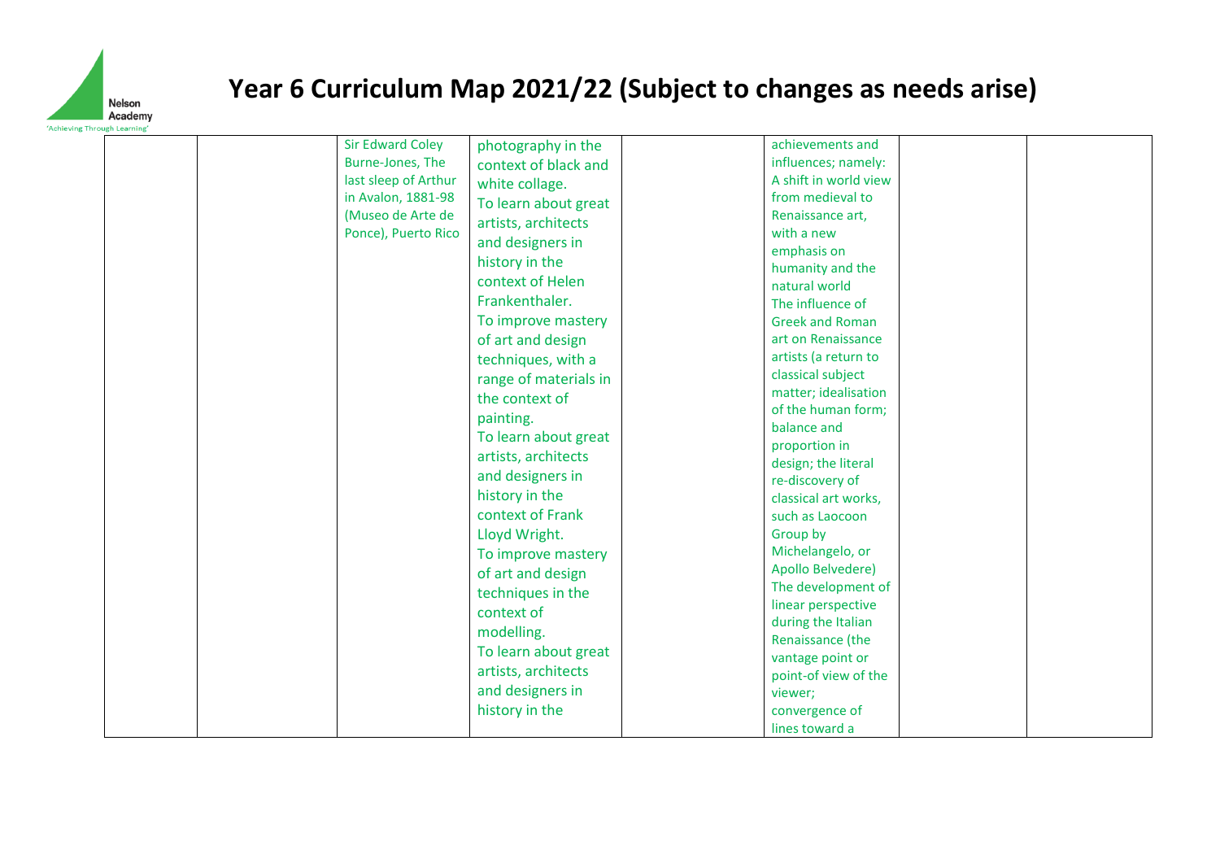# Year 6 Curriculum Map 2021/22 (Subject to changes as needs arise)

| | | | | | | | |
|---|---|---|---|---|---|---|---|
| | | Sir Edward Coley Burne-Jones, The last sleep of Arthur in Avalon, 1881-98 (Museo de Arte de Ponce), Puerto Rico | photography in the context of black and white collage. To learn about great artists, architects and designers in history in the context of Helen Frankenthaler. To improve mastery of art and design techniques, with a range of materials in the context of painting. To learn about great artists, architects and designers in history in the context of Frank Lloyd Wright. To improve mastery of art and design techniques in the context of modelling. To learn about great artists, architects and designers in history in the | | achievements and influences; namely: A shift in world view from medieval to Renaissance art, with a new emphasis on humanity and the natural world The influence of Greek and Roman art on Renaissance artists (a return to classical subject matter; idealisation of the human form; balance and proportion in design; the literal re-discovery of classical art works, such as Laocoon Group by Michelangelo, or Apollo Belvedere) The development of linear perspective during the Italian Renaissance (the vantage point or point-of view of the viewer; convergence of lines toward a | | |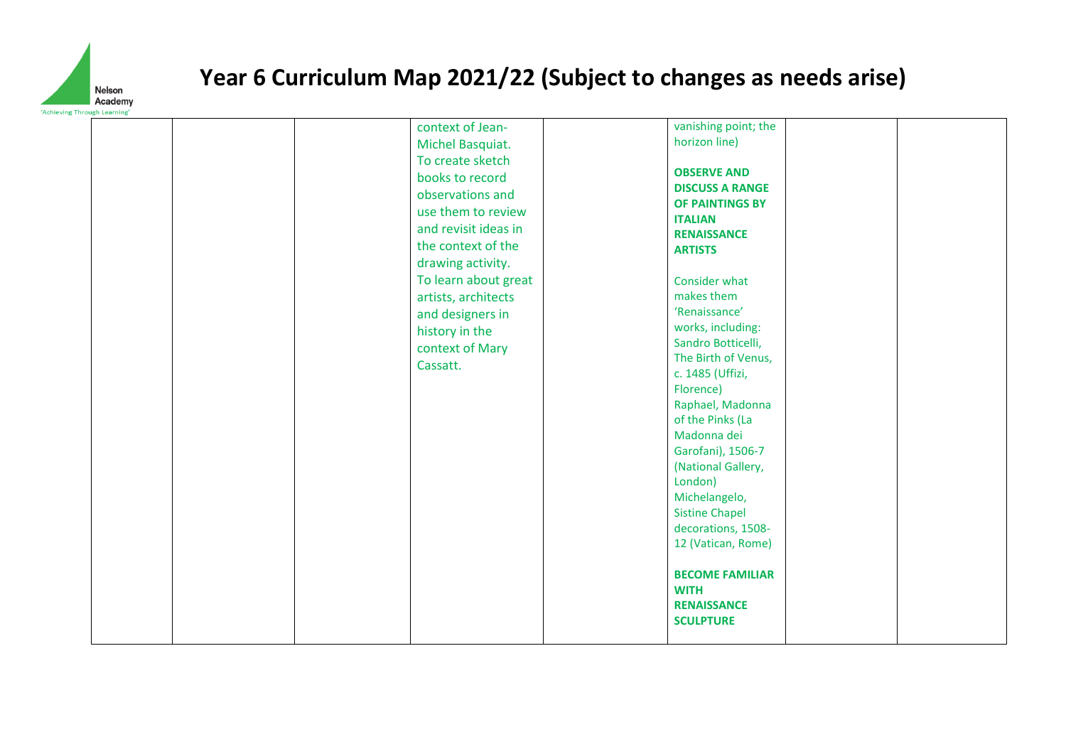# Year 6 Curriculum Map 2021/22 (Subject to changes as needs arise)

| | | | | | | | |
|---|---|---|---|---|---|---|---|
| | | | context of Jean-Michel Basquiat.<br>To create sketch books to record observations and use them to review and revisit ideas in the context of the drawing activity.<br>To learn about great artists, architects and designers in history in the context of Mary Cassatt. | | vanishing point; the horizon line)<br><br>**OBSERVE AND DISCUSS A RANGE OF PAINTINGS BY ITALIAN RENAISSANCE ARTISTS**<br><br>Consider what makes them 'Renaissance' works, including:<br>Sandro Botticelli, The Birth of Venus, c. 1485 (Uffizi, Florence)<br>Raphael, Madonna of the Pinks (La Madonna dei Garofani), 1506-7 (National Gallery, London)<br>Michelangelo, Sistine Chapel decorations, 1508-12 (Vatican, Rome)<br><br>**BECOME FAMILIAR WITH RENAISSANCE SCULPTURE** | | |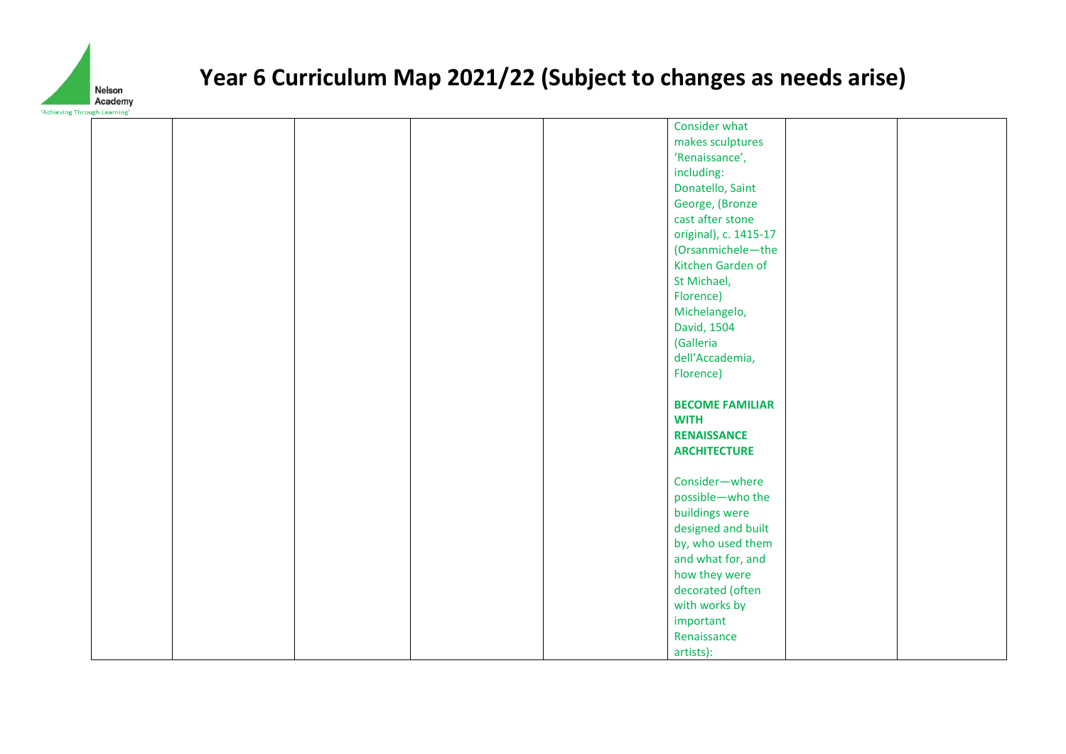# Year 6 Curriculum Map 2021/22 (Subject to changes as needs arise)

| | | | | | | | |
|---|---|---|---|---|---|---|---|
| | | | | | Consider what makes sculptures 'Renaissance', including: Donatello, Saint George, (Bronze cast after stone original), c. 1415-17 (Orsanmichele—the Kitchen Garden of St Michael, Florence) Michelangelo, David, 1504 (Galleria dell'Accademia, Florence)<br><br>**BECOME FAMILIAR WITH RENAISSANCE ARCHITECTURE**<br><br>Consider—where possible—who the buildings were designed and built by, who used them and what for, and how they were decorated (often with works by important Renaissance artists): | | |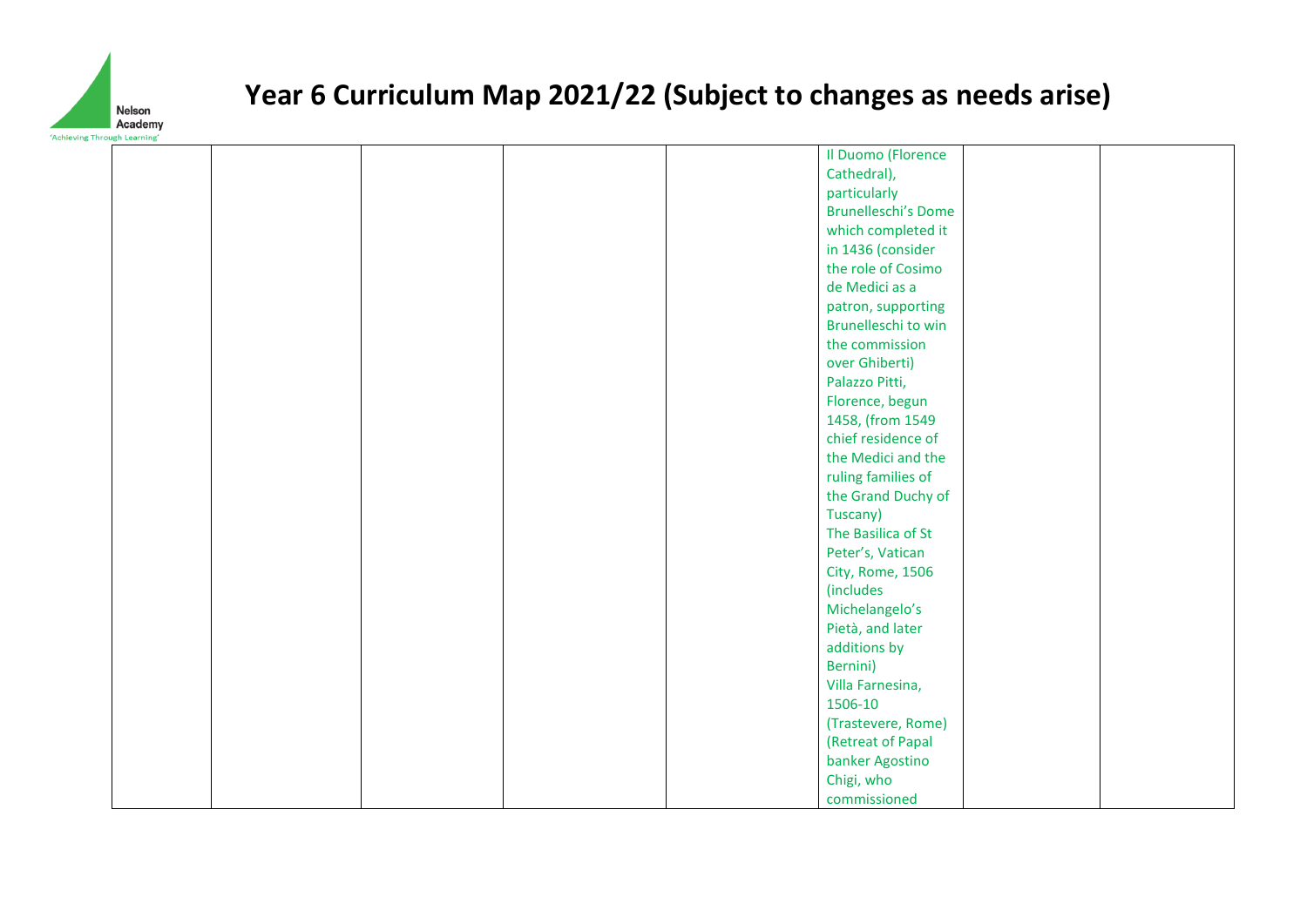# Year 6 Curriculum Map 2021/22 (Subject to changes as needs arise)

| | | | | | | | |
|---|---|---|---|---|---|---|---|
| | | | | | Il Duomo (Florence Cathedral), particularly Brunelleschi's Dome which completed it in 1436 (consider the role of Cosimo de Medici as a patron, supporting Brunelleschi to win the commission over Ghiberti)<br>Palazzo Pitti, Florence, begun 1458, (from 1549 chief residence of the Medici and the ruling families of the Grand Duchy of Tuscany)<br>The Basilica of St Peter's, Vatican City, Rome, 1506 (includes Michelangelo's Pietà, and later additions by Bernini)<br>Villa Farnesina, 1506-10 (Trastevere, Rome) (Retreat of Papal banker Agostino Chigi, who commissioned | | |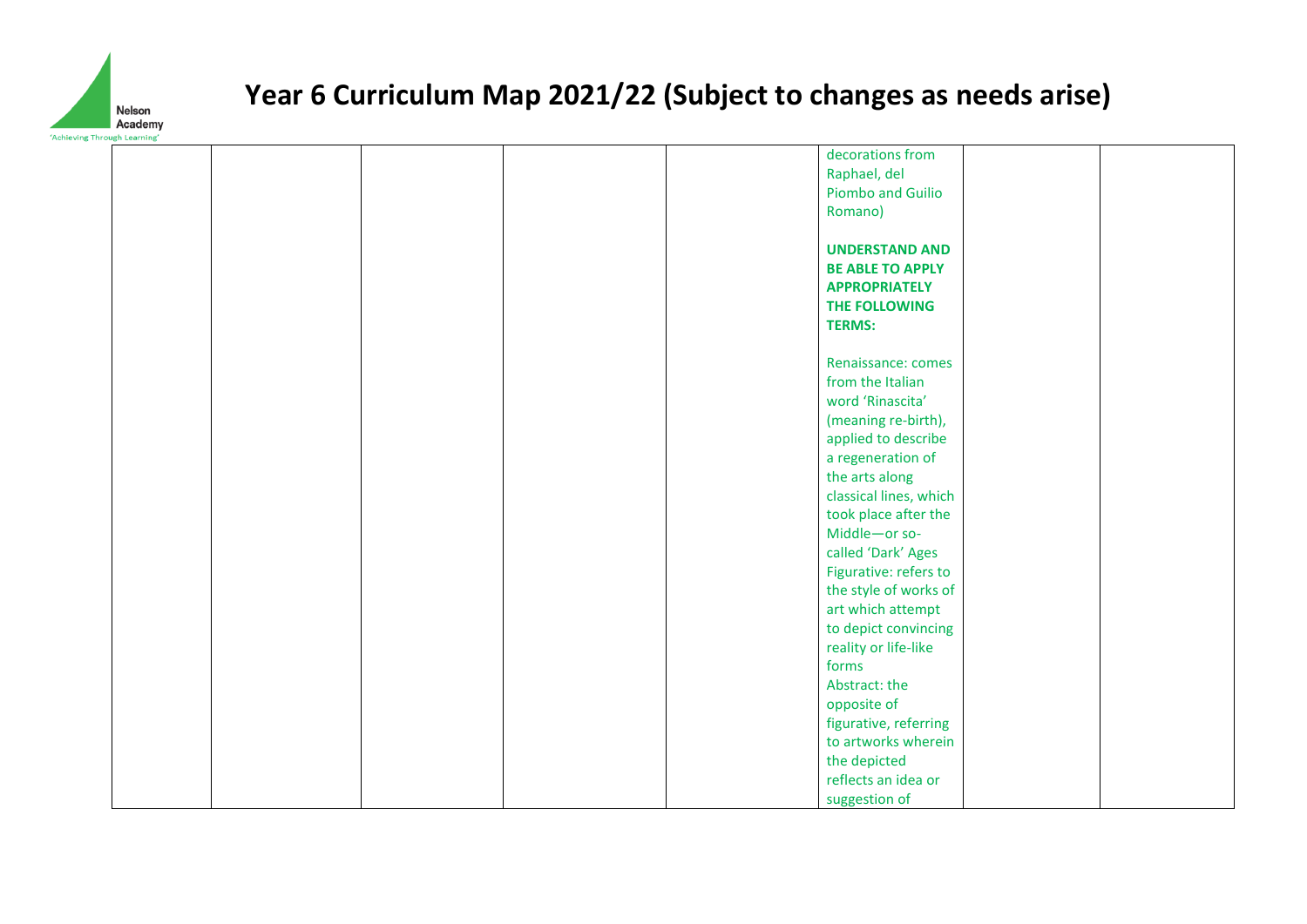# Year 6 Curriculum Map 2021/22 (Subject to changes as needs arise)

| | | | | | | | |
|---|---|---|---|---|---|---|---|
| | | | | | decorations from Raphael, del Piombo and Guilio Romano)<br><br>**UNDERSTAND AND BE ABLE TO APPLY APPROPRIATELY THE FOLLOWING TERMS:**<br><br>Renaissance: comes from the Italian word 'Rinascita' (meaning re-birth), applied to describe a regeneration of the arts along classical lines, which took place after the Middle—or so-called 'Dark' Ages<br>Figurative: refers to the style of works of art which attempt to depict convincing reality or life-like forms<br>Abstract: the opposite of figurative, referring to artworks wherein the depicted reflects an idea or suggestion of | | |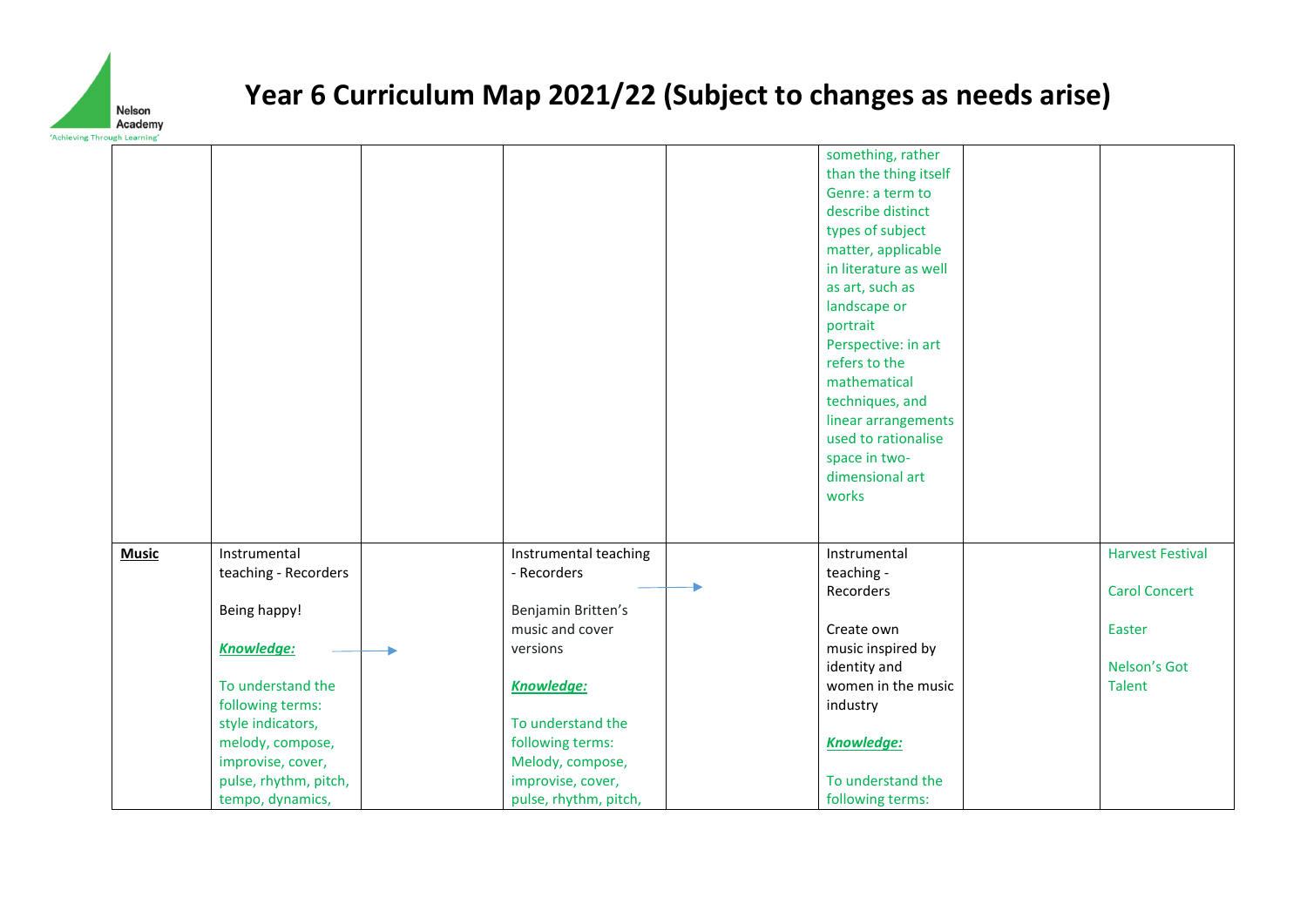# Year 6 Curriculum Map 2021/22 (Subject to changes as needs arise)

| | | | | | | | |
|---|---|---|---|---|---|---|---|
| | | | | | something, rather than the thing itself<br>Genre: a term to describe distinct types of subject matter, applicable in literature as well as art, such as landscape or portrait<br>Perspective: in art refers to the mathematical techniques, and linear arrangements used to rationalise space in two-dimensional art works | | |
| **Music** | Instrumental teaching - Recorders<br><br>Being happy!<br><br>***Knowledge:***<br><br>To understand the following terms: style indicators, melody, compose, improvise, cover, pulse, rhythm, pitch, tempo, dynamics, | → | Instrumental teaching - Recorders<br><br>Benjamin Britten's music and cover versions<br><br>***Knowledge:***<br><br>To understand the following terms: Melody, compose, improvise, cover, pulse, rhythm, pitch, | → | Instrumental teaching - Recorders<br><br>Create own music inspired by identity and women in the music industry<br><br>***Knowledge:***<br><br>To understand the following terms: | | Harvest Festival<br><br>Carol Concert<br><br>Easter<br><br>Nelson's Got Talent |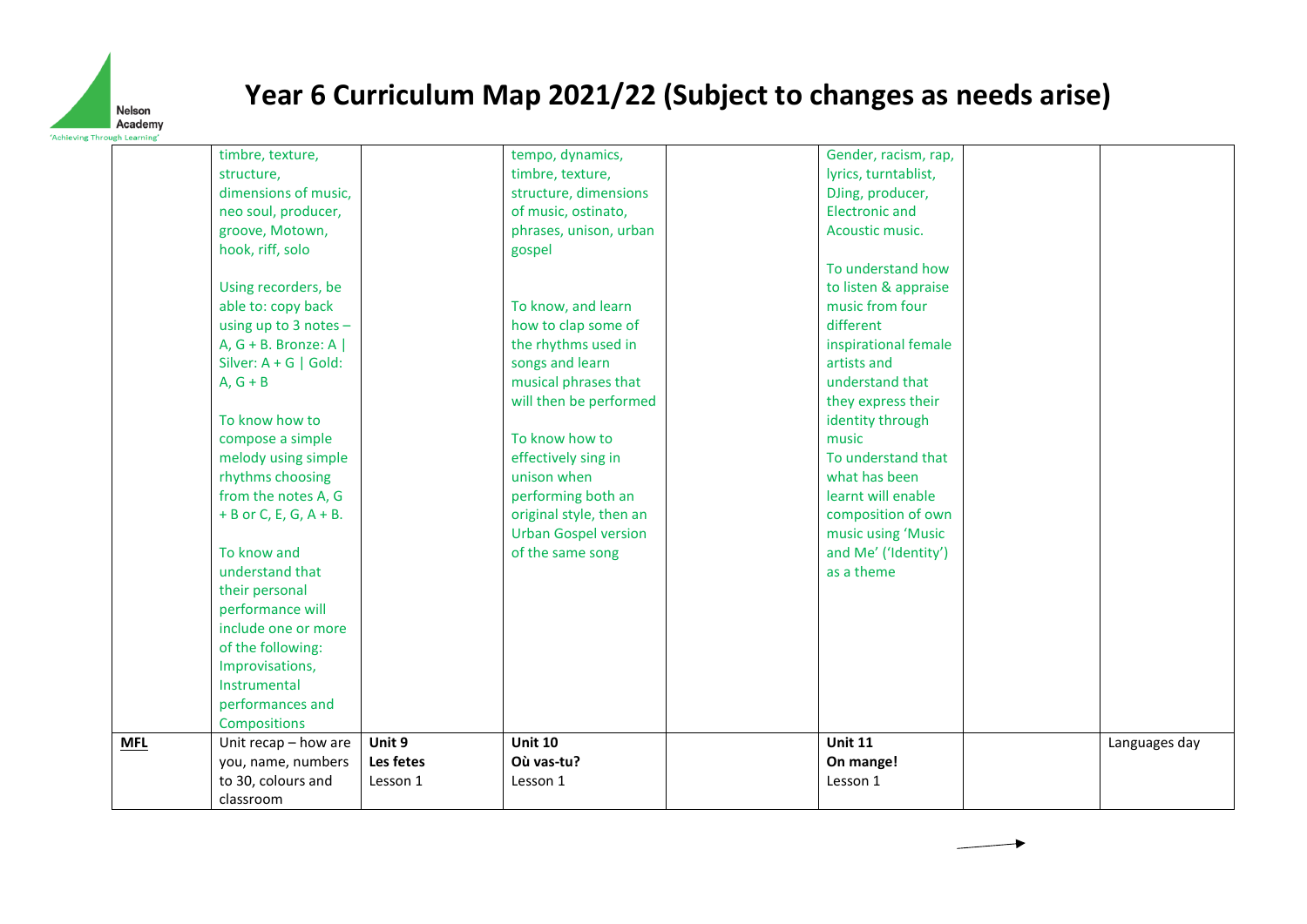# Year 6 Curriculum Map 2021/22 (Subject to changes as needs arise)

| | | | | | | | |
|---|---|---|---|---|---|---|---|
| | timbre, texture, structure, dimensions of music, neo soul, producer, groove, Motown, hook, riff, solo<br><br>Using recorders, be able to: copy back using up to 3 notes – A, G + B. Bronze: A \| Silver: A + G \| Gold: A, G + B<br><br>To know how to compose a simple melody using simple rhythms choosing from the notes A, G + B or C, E, G, A + B.<br><br>To know and understand that their personal performance will include one or more of the following: Improvisations, Instrumental performances and Compositions | | tempo, dynamics, timbre, texture, structure, dimensions of music, ostinato, phrases, unison, urban gospel<br><br>To know, and learn how to clap some of the rhythms used in songs and learn musical phrases that will then be performed<br><br>To know how to effectively sing in unison when performing both an original style, then an Urban Gospel version of the same song | | Gender, racism, rap, lyrics, turntablist, DJing, producer, Electronic and Acoustic music.<br><br>To understand how to listen & appraise music from four different inspirational female artists and understand that they express their identity through music<br>To understand that what has been learnt will enable composition of own music using 'Music and Me' ('Identity') as a theme | | |
| **MFL** | Unit recap – how are you, name, numbers to 30, colours and classroom | **Unit 9**<br>**Les fetes**<br>Lesson 1 | **Unit 10**<br>**Où vas-tu?**<br>Lesson 1 | | **Unit 11**<br>**On mange!**<br>Lesson 1 | | Languages day |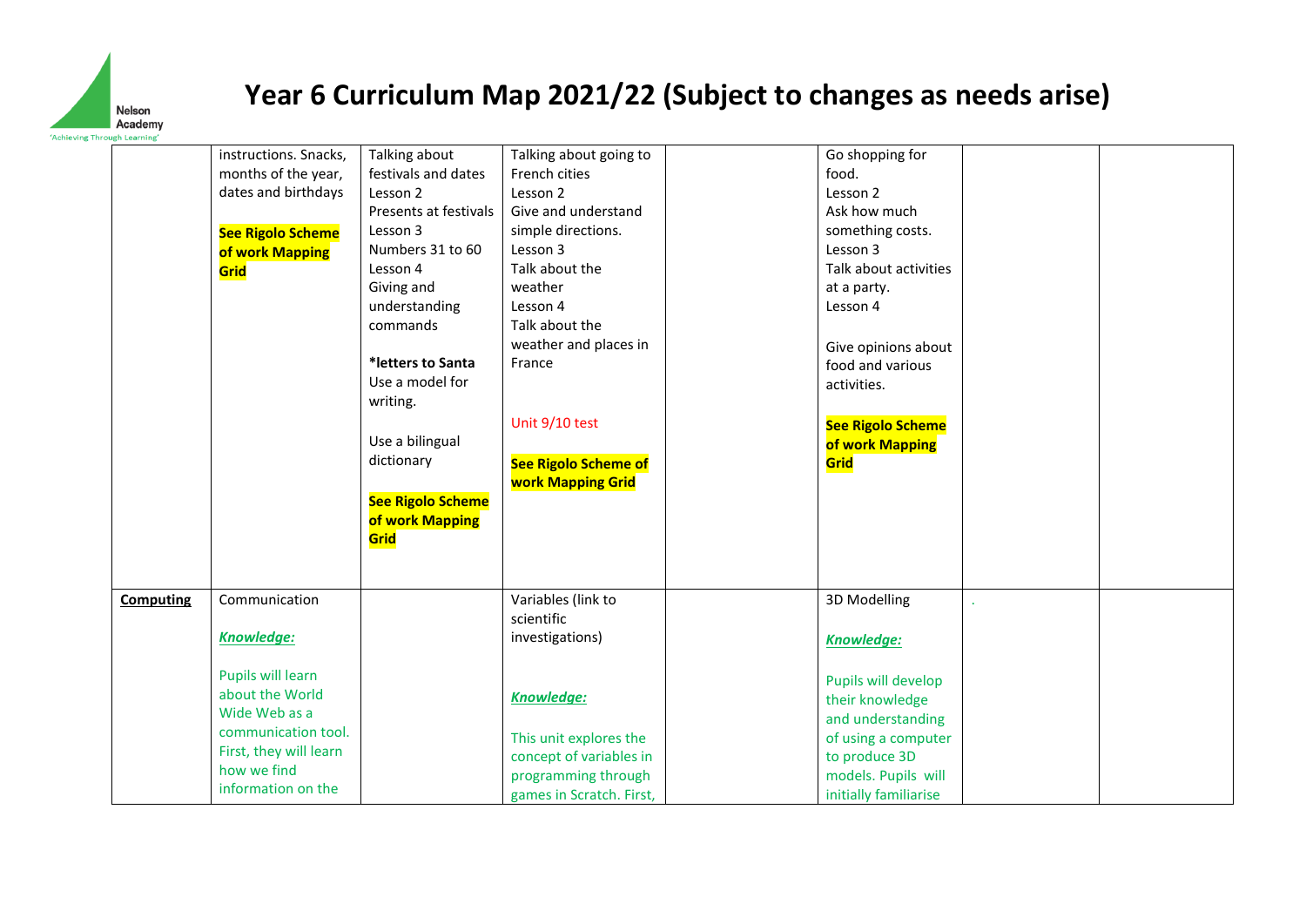# Year 6 Curriculum Map 2021/22 (Subject to changes as needs arise)

| | | | | | | | |
|---|---|---|---|---|---|---|---|
| | instructions. Snacks, months of the year, dates and birthdays<br><br>**See Rigolo Scheme of work Mapping Grid** | Talking about festivals and dates<br>Lesson 2<br>Presents at festivals<br>Lesson 3<br>Numbers 31 to 60<br>Lesson 4<br>Giving and understanding commands<br><br>***letters to Santa**<br>Use a model for writing.<br><br>Use a bilingual dictionary<br><br>**See Rigolo Scheme of work Mapping Grid** | Talking about going to French cities<br>Lesson 2<br>Give and understand simple directions.<br>Lesson 3<br>Talk about the weather<br>Lesson 4<br>Talk about the weather and places in France<br><br>Unit 9/10 test<br><br>**See Rigolo Scheme of work Mapping Grid** | | Go shopping for food.<br>Lesson 2<br>Ask how much something costs.<br>Lesson 3<br>Talk about activities at a party.<br>Lesson 4<br><br>Give opinions about food and various activities.<br><br>**See Rigolo Scheme of work Mapping Grid** | | |
| **Computing** | Communication<br><br>***Knowledge:***<br><br>Pupils will learn about the World Wide Web as a communication tool. First, they will learn how we find information on the | | Variables (link to scientific investigations)<br><br>***Knowledge:***<br><br>This unit explores the concept of variables in programming through games in Scratch. First, | | 3D Modelling<br><br>***Knowledge:***<br><br>Pupils will develop their knowledge and understanding of using a computer to produce 3D models. Pupils will initially familiarise | . | |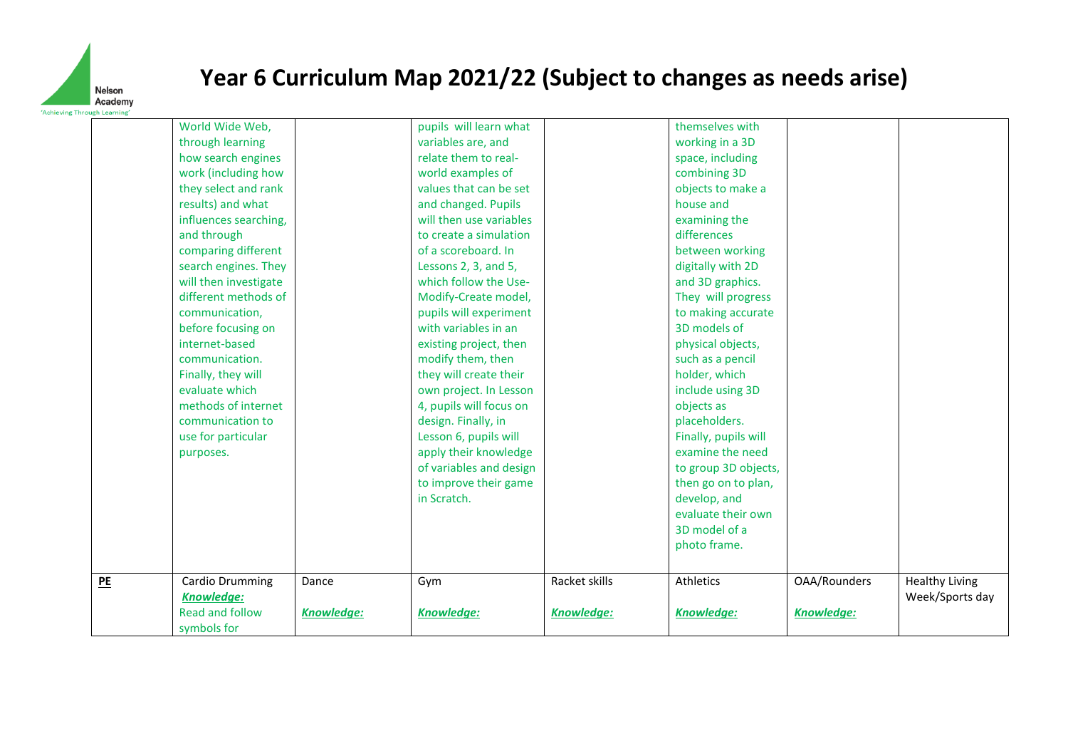# Year 6 Curriculum Map 2021/22 (Subject to changes as needs arise)

| | | | | | | | |
|---|---|---|---|---|---|---|---|
| | World Wide Web, through learning how search engines work (including how they select and rank results) and what influences searching, and through comparing different search engines. They will then investigate different methods of communication, before focusing on internet-based communication. Finally, they will evaluate which methods of internet communication to use for particular purposes. | | pupils will learn what variables are, and relate them to real-world examples of values that can be set and changed. Pupils will then use variables to create a simulation of a scoreboard. In Lessons 2, 3, and 5, which follow the Use-Modify-Create model, pupils will experiment with variables in an existing project, then modify them, then they will create their own project. In Lesson 4, pupils will focus on design. Finally, in Lesson 6, pupils will apply their knowledge of variables and design to improve their game in Scratch. | | themselves with working in a 3D space, including combining 3D objects to make a house and examining the differences between working digitally with 2D and 3D graphics. They will progress to making accurate 3D models of physical objects, such as a pencil holder, which include using 3D objects as placeholders. Finally, pupils will examine the need to group 3D objects, then go on to plan, develop, and evaluate their own 3D model of a photo frame. | | |
| **PE** | Cardio Drumming<br>***Knowledge:***<br>Read and follow symbols for | Dance<br><br>***Knowledge:*** | Gym<br><br>***Knowledge:*** | Racket skills<br><br>***Knowledge:*** | Athletics<br><br>***Knowledge:*** | OAA/Rounders<br><br>***Knowledge:*** | Healthy Living Week/Sports day |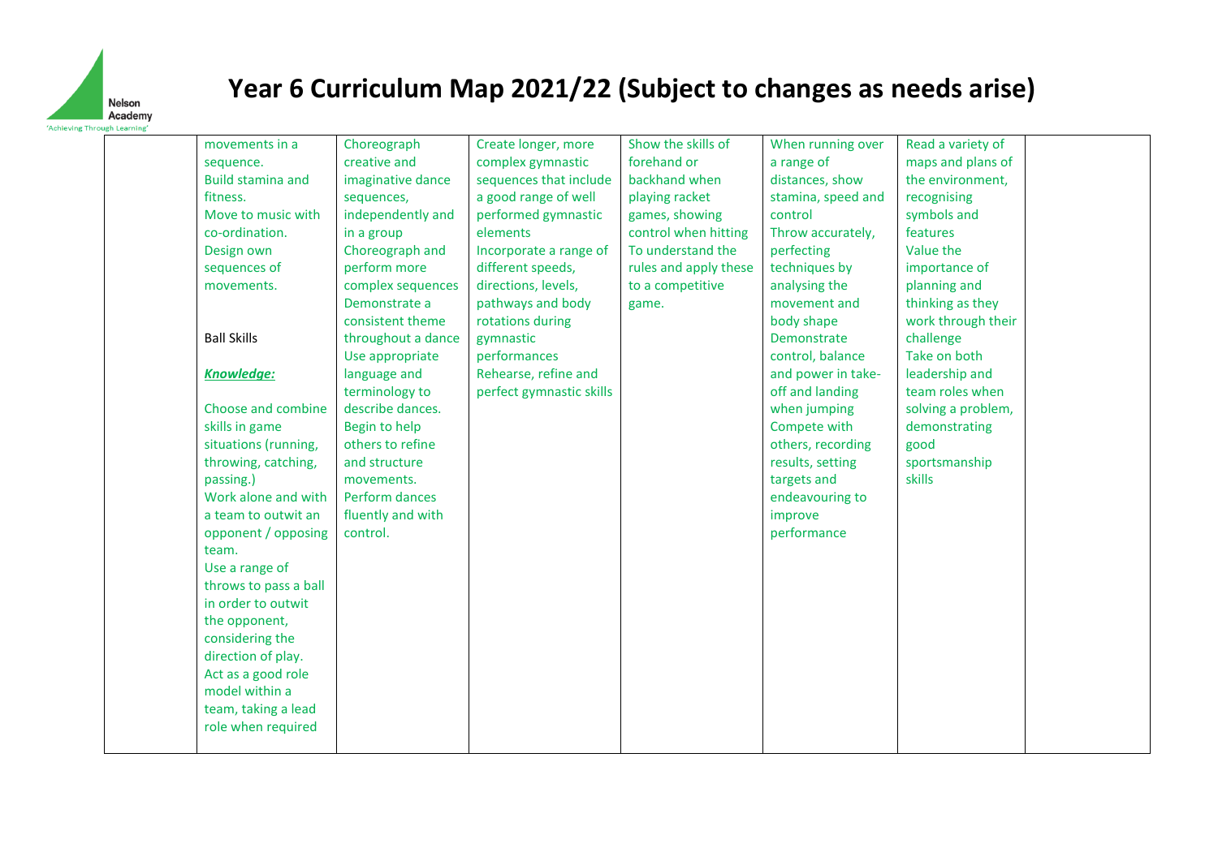# Year 6 Curriculum Map 2021/22 (Subject to changes as needs arise)

| | | | | | | | |
|---|---|---|---|---|---|---|---|
| | movements in a sequence.<br>Build stamina and fitness.<br>Move to music with co-ordination.<br>Design own sequences of movements.<br><br>Ball Skills<br><br>***Knowledge:***<br><br>Choose and combine skills in game situations (running, throwing, catching, passing.)<br>Work alone and with a team to outwit an opponent / opposing team.<br>Use a range of throws to pass a ball in order to outwit the opponent, considering the direction of play.<br>Act as a good role model within a team, taking a lead role when required | Choreograph creative and imaginative dance sequences, independently and in a group<br>Choreograph and perform more complex sequences<br>Demonstrate a consistent theme throughout a dance<br>Use appropriate language and terminology to describe dances.<br>Begin to help others to refine and structure movements.<br>Perform dances fluently and with control. | Create longer, more complex gymnastic sequences that include a good range of well performed gymnastic elements<br>Incorporate a range of different speeds, directions, levels, pathways and body rotations during gymnastic performances<br>Rehearse, refine and perfect gymnastic skills | Show the skills of forehand or backhand when playing racket games, showing control when hitting<br>To understand the rules and apply these to a competitive game. | When running over a range of distances, show stamina, speed and control<br>Throw accurately, perfecting techniques by analysing the movement and body shape<br>Demonstrate control, balance and power in take-off and landing when jumping<br>Compete with others, recording results, setting targets and endeavouring to improve performance | Read a variety of maps and plans of the environment, recognising symbols and features<br>Value the importance of planning and thinking as they work through their challenge<br>Take on both leadership and team roles when solving a problem, demonstrating good sportsmanship skills | |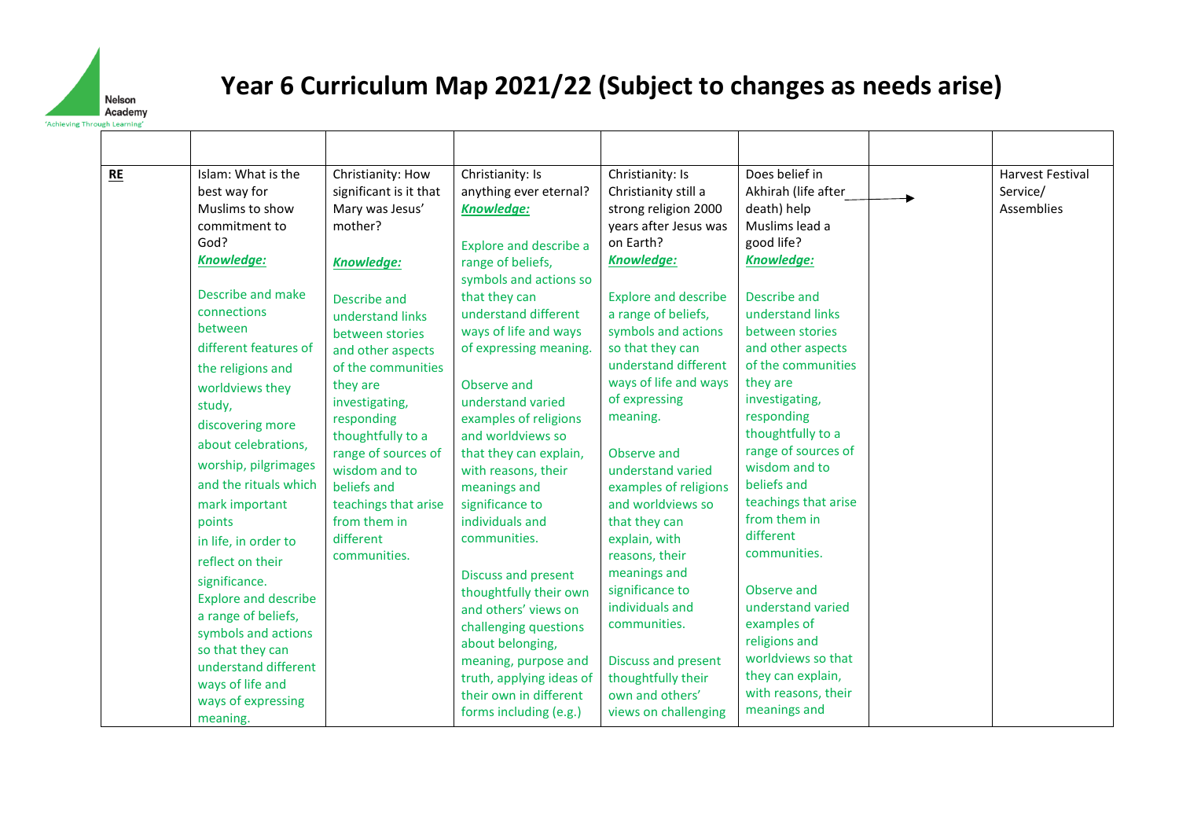# Year 6 Curriculum Map 2021/22 (Subject to changes as needs arise)

| | | | | | | | |
|---|---|---|---|---|---|---|---|
| **RE** | Islam: What is the best way for Muslims to show commitment to God?<br>***Knowledge:***<br>Describe and make connections between different features of the religions and worldviews they study, discovering more about celebrations, worship, pilgrimages and the rituals which mark important points in life, in order to reflect on their significance.<br>Explore and describe a range of beliefs, symbols and actions so that they can understand different ways of life and ways of expressing meaning. | Christianity: How significant is it that Mary was Jesus' mother?<br>***Knowledge:***<br>Describe and understand links between stories and other aspects of the communities they are investigating, responding thoughtfully to a range of sources of wisdom and to beliefs and teachings that arise from them in different communities. | Christianity: Is anything ever eternal?<br>***Knowledge:***<br>Explore and describe a range of beliefs, symbols and actions so that they can understand different ways of life and ways of expressing meaning.<br>Observe and understand varied examples of religions and worldviews so that they can explain, with reasons, their meanings and significance to individuals and communities.<br>Discuss and present thoughtfully their own and others' views on challenging questions about belonging, meaning, purpose and truth, applying ideas of their own in different forms including (e.g.) | Christianity: Is Christianity still a strong religion 2000 years after Jesus was on Earth?<br>***Knowledge:***<br>Explore and describe a range of beliefs, symbols and actions so that they can understand different ways of life and ways of expressing meaning.<br>Observe and understand varied examples of religions and worldviews so that they can explain, with reasons, their meanings and significance to individuals and communities.<br>Discuss and present thoughtfully their own and others' views on challenging | Does belief in Akhirah (life after death) help Muslims lead a good life? →<br>***Knowledge:***<br>Describe and understand links between stories and other aspects of the communities they are investigating, responding thoughtfully to a range of sources of wisdom and to beliefs and teachings that arise from them in different communities.<br>Observe and understand varied examples of religions and worldviews so that they can explain, with reasons, their meanings and | | Harvest Festival Service/ Assemblies |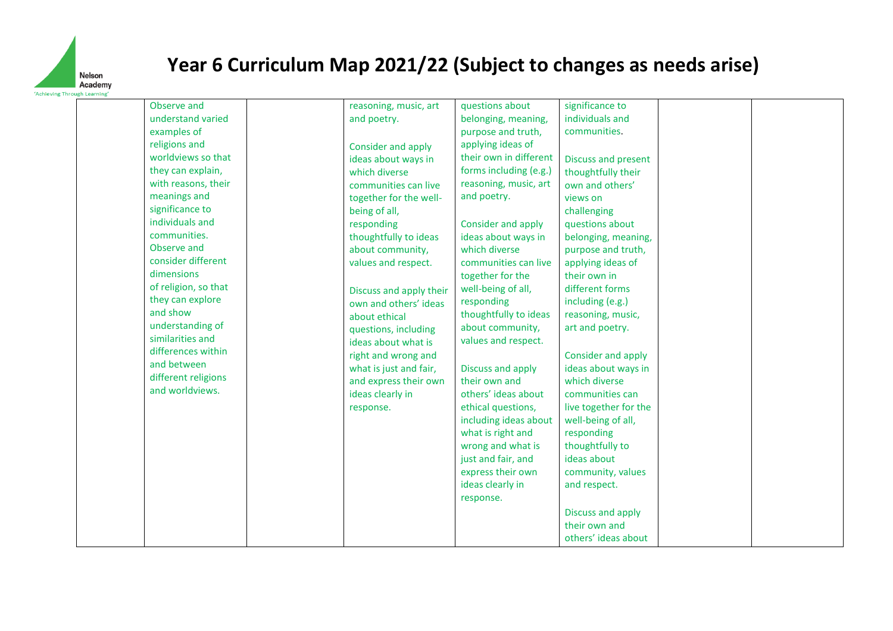# Year 6 Curriculum Map 2021/22 (Subject to changes as needs arise)

| | | | | | | | |
|---|---|---|---|---|---|---|---|
| | Observe and understand varied examples of religions and worldviews so that they can explain, with reasons, their meanings and significance to individuals and communities. Observe and consider different dimensions of religion, so that they can explore and show understanding of similarities and differences within and between different religions and worldviews. | | reasoning, music, art and poetry. <br><br> Consider and apply ideas about ways in which diverse communities can live together for the well-being of all, responding thoughtfully to ideas about community, values and respect. <br><br> Discuss and apply their own and others' ideas about ethical questions, including ideas about what is right and wrong and what is just and fair, and express their own ideas clearly in response. | questions about belonging, meaning, purpose and truth, applying ideas of their own in different forms including (e.g.) reasoning, music, art and poetry. <br><br> Consider and apply ideas about ways in which diverse communities can live together for the well-being of all, responding thoughtfully to ideas about community, values and respect. <br><br> Discuss and apply their own and others' ideas about ethical questions, including ideas about what is right and wrong and what is just and fair, and express their own ideas clearly in response. | significance to individuals and communities. <br><br> Discuss and present thoughtfully their own and others' views on challenging questions about belonging, meaning, purpose and truth, applying ideas of their own in different forms including (e.g.) reasoning, music, art and poetry. <br><br> Consider and apply ideas about ways in which diverse communities can live together for the well-being of all, responding thoughtfully to ideas about community, values and respect. <br><br> Discuss and apply their own and others' ideas about | | |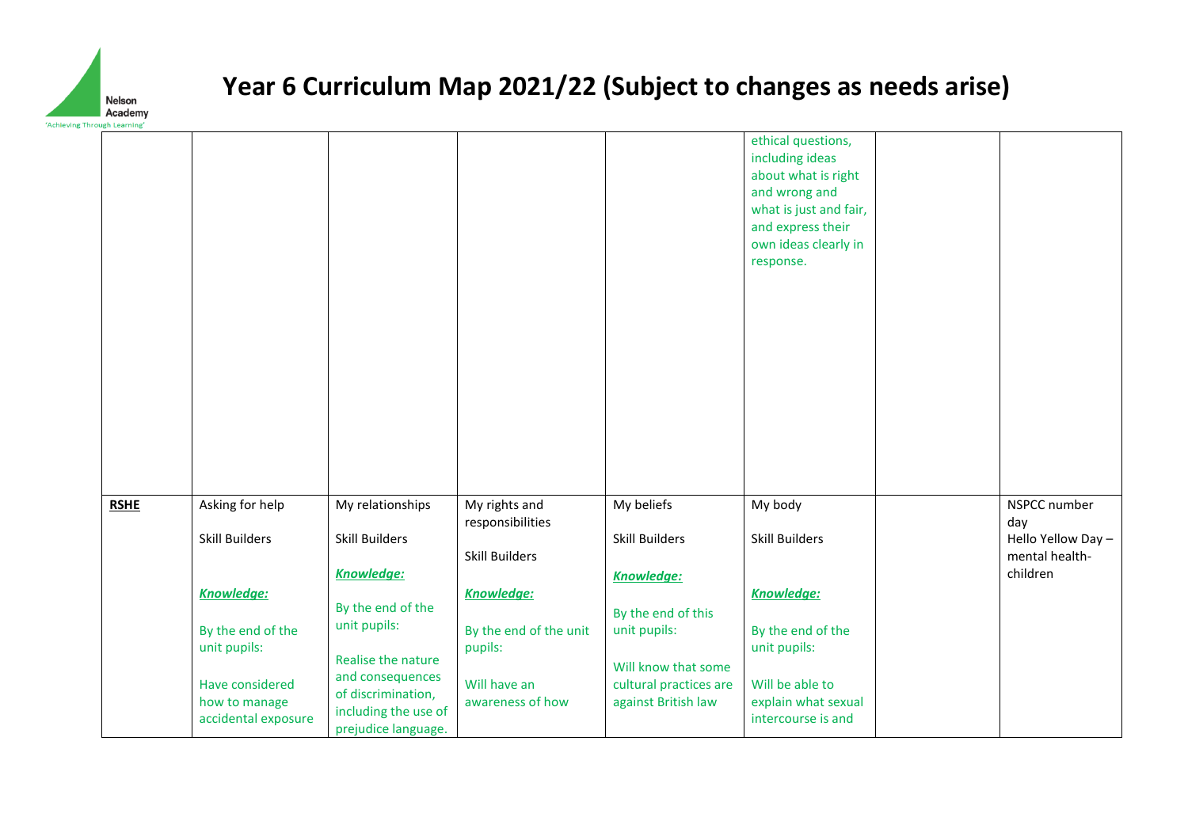# Year 6 Curriculum Map 2021/22 (Subject to changes as needs arise)

| | | | | | | | |
|---|---|---|---|---|---|---|---|
| | | | | | ethical questions, including ideas about what is right and wrong and what is just and fair, and express their own ideas clearly in response. | | |
| **RSHE** | Asking for help<br><br>Skill Builders<br><br>***Knowledge:***<br><br>By the end of the unit pupils:<br><br>Have considered how to manage accidental exposure | My relationships<br><br>Skill Builders<br><br>***Knowledge:***<br><br>By the end of the unit pupils:<br><br>Realise the nature and consequences of discrimination, including the use of prejudice language. | My rights and responsibilities<br><br>Skill Builders<br><br>***Knowledge:***<br><br>By the end of the unit pupils:<br><br>Will have an awareness of how | My beliefs<br><br>Skill Builders<br><br>***Knowledge:***<br><br>By the end of this unit pupils:<br><br>Will know that some cultural practices are against British law | My body<br><br>Skill Builders<br><br>***Knowledge:***<br><br>By the end of the unit pupils:<br><br>Will be able to explain what sexual intercourse is and | | NSPCC number day<br>Hello Yellow Day – mental health-children |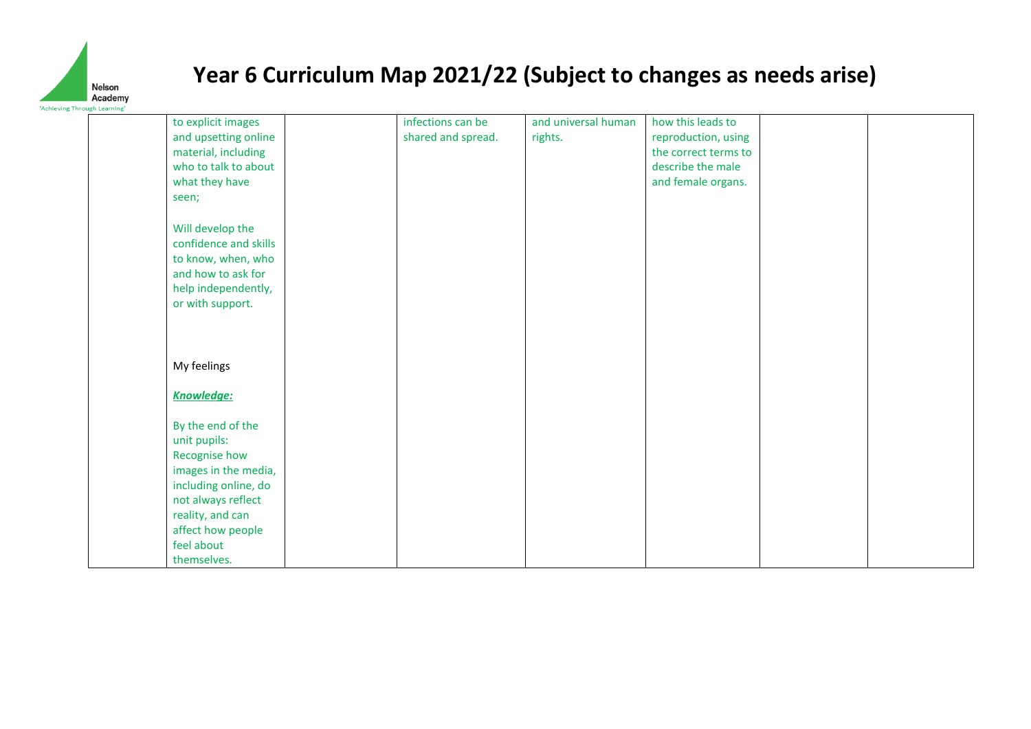# Year 6 Curriculum Map 2021/22 (Subject to changes as needs arise)

|  |  |  |  |  |  |  |  |
|---|---|---|---|---|---|---|---|
|  | to explicit images and upsetting online material, including who to talk to about what they have seen;<br><br>Will develop the confidence and skills to know, when, who and how to ask for help independently, or with support.<br><br>My feelings<br><br>***Knowledge:***<br><br>By the end of the unit pupils: Recognise how images in the media, including online, do not always reflect reality, and can affect how people feel about themselves. |  | infections can be shared and spread. | and universal human rights. | how this leads to reproduction, using the correct terms to describe the male and female organs. |  |  |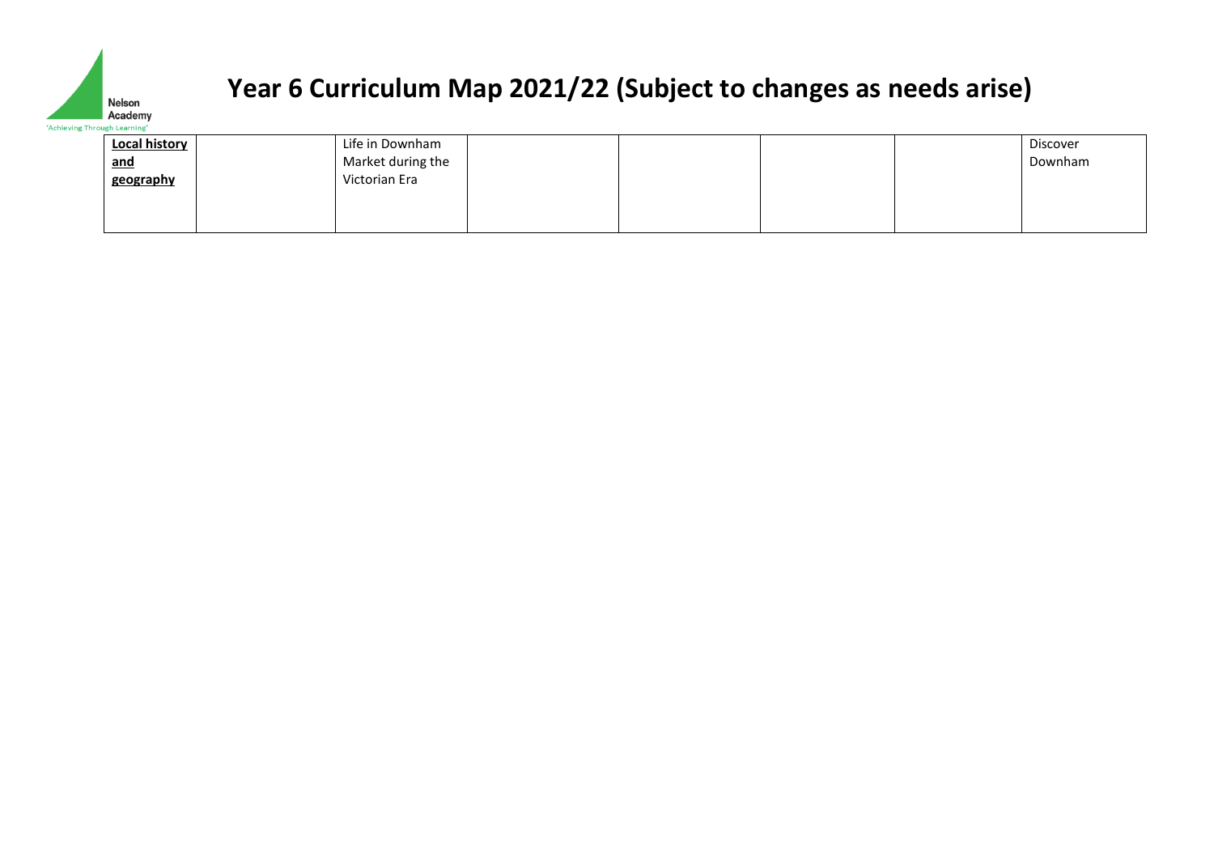# Year 6 Curriculum Map 2021/22 (Subject to changes as needs arise)

| | | | | | | | |
|---|---|---|---|---|---|---|---|
| **Local history and geography** | | Life in Downham Market during the Victorian Era | | | | | Discover Downham |